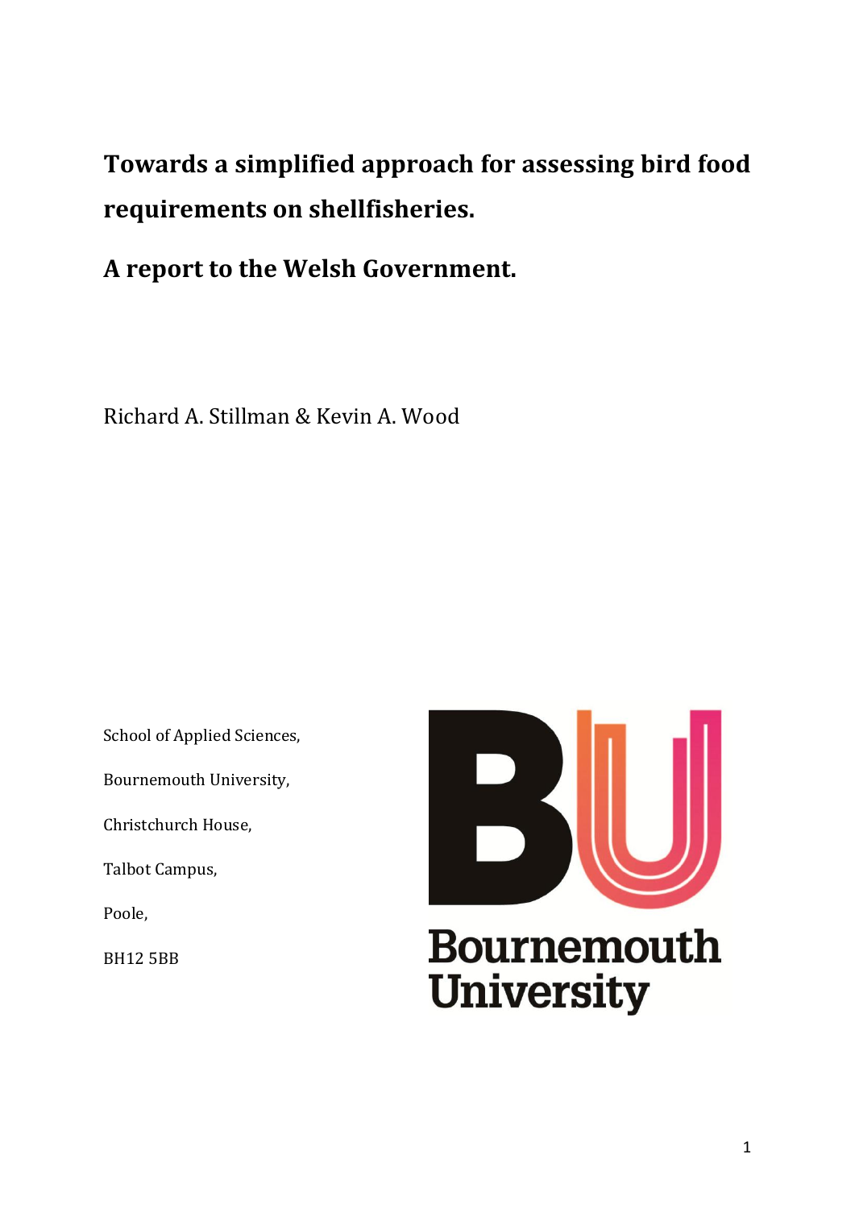# Towards a simplified approach for assessing bird food requirements on shellfisheries.

# A report to the Welsh Government.

Richard A. Stillman & Kevin A. Wood

School of Applied Sciences,

Bournemouth University,

Christchurch House,

Talbot Campus,

Poole,

BH12 5BB

Bournemouth University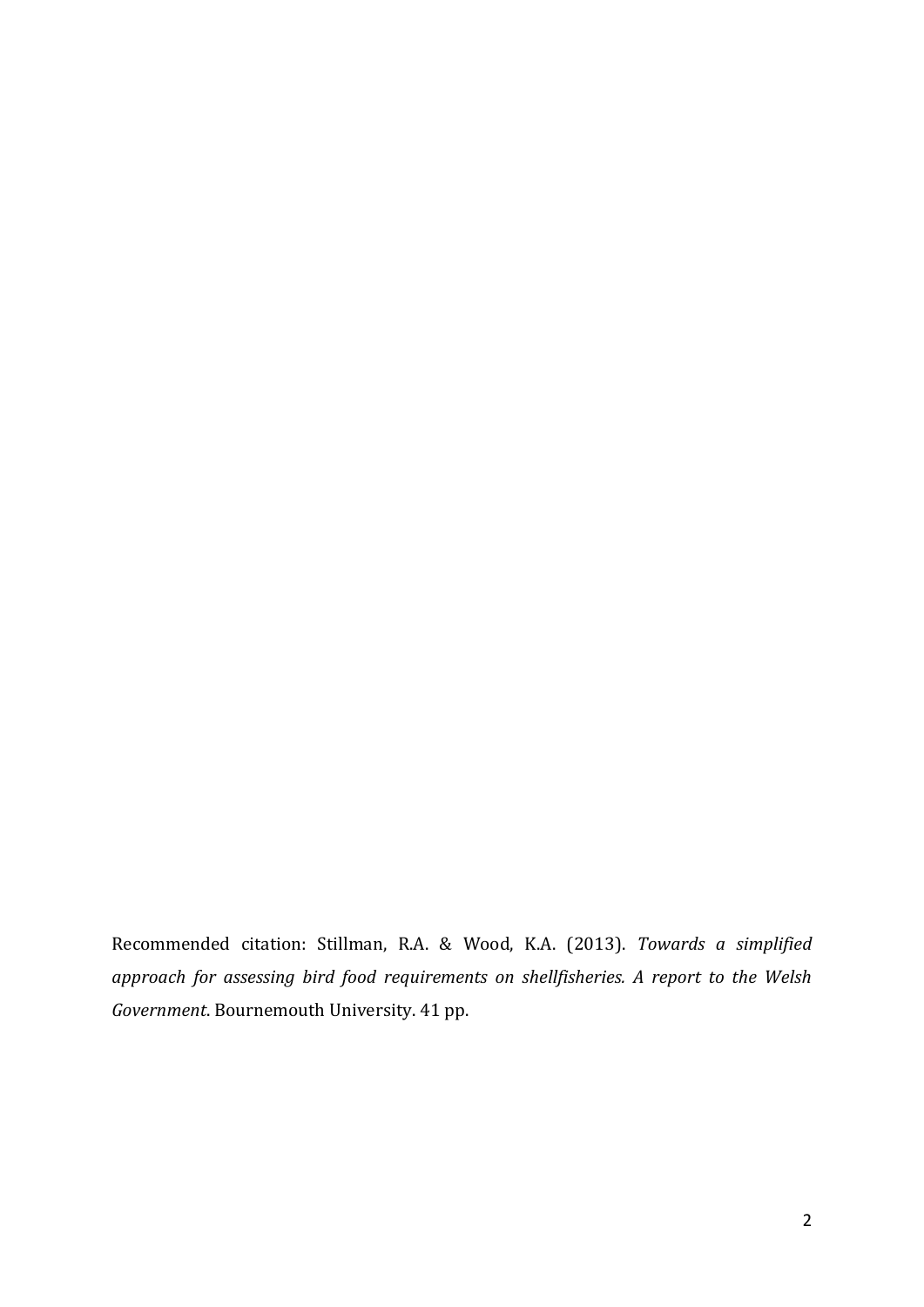Recommended citation: Stillman, R.A. & Wood, K.A. (2013). *Towards a simplified approach for assessing bird food requirements on shellfisheries. A report to the Welsh Government*. Bournemouth University. 41 pp.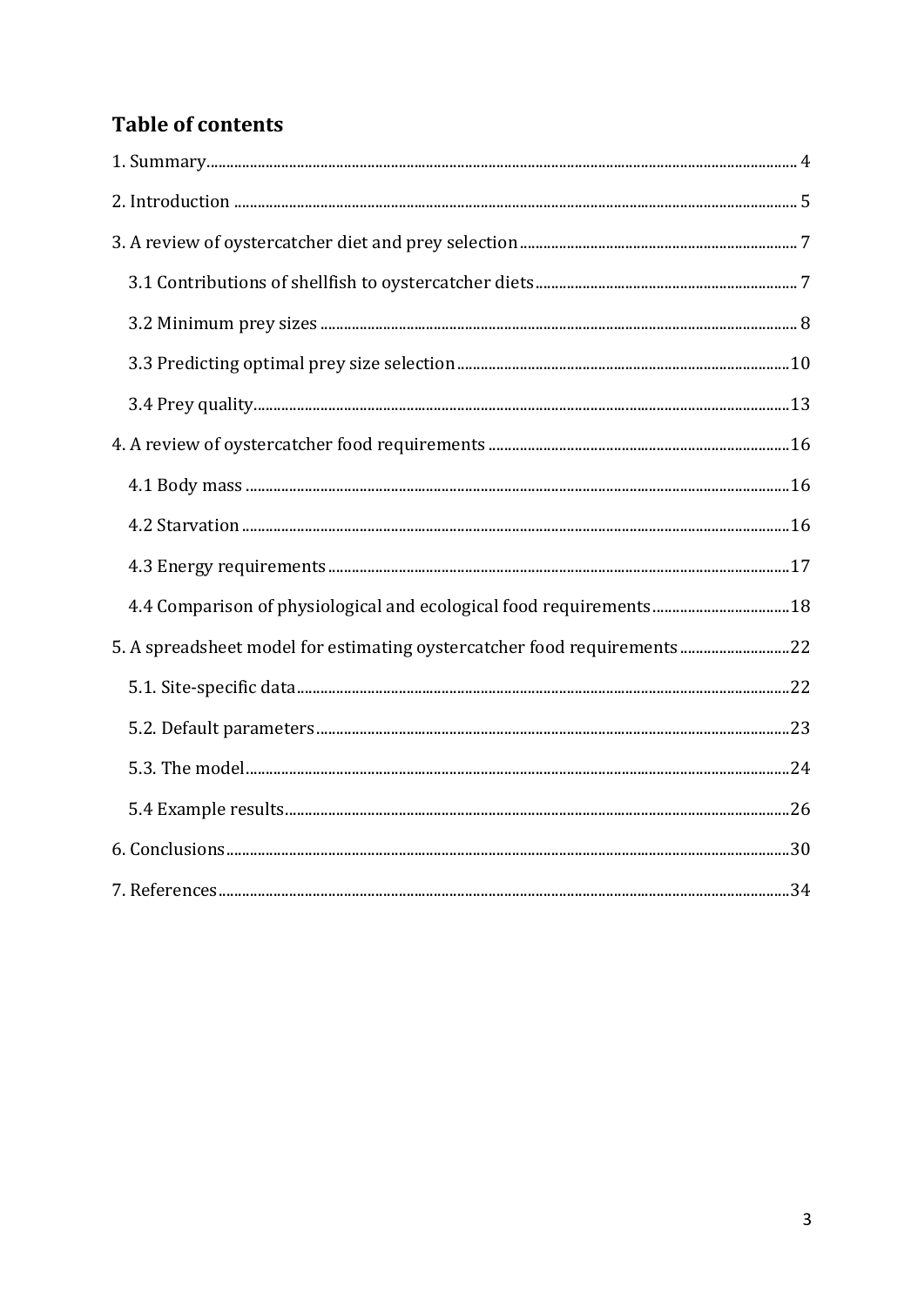## Table of contents

1. Summary ..... 4

2. Introduction ..... 5

3. A review of oystercatcher diet and prey selection ..... 7

   3.1 Contributions of shellfish to oystercatcher diets ..... 7

   3.2 Minimum prey sizes ..... 8

   3.3 Predicting optimal prey size selection ..... 10

   3.4 Prey quality ..... 13

4. A review of oystercatcher food requirements ..... 16

   4.1 Body mass ..... 16

   4.2 Starvation ..... 16

   4.3 Energy requirements ..... 17

   4.4 Comparison of physiological and ecological food requirements ..... 18

5. A spreadsheet model for estimating oystercatcher food requirements ..... 22

   5.1. Site-specific data ..... 22

   5.2. Default parameters ..... 23

   5.3. The model ..... 24

   5.4 Example results ..... 26

6. Conclusions ..... 30

7. References ..... 34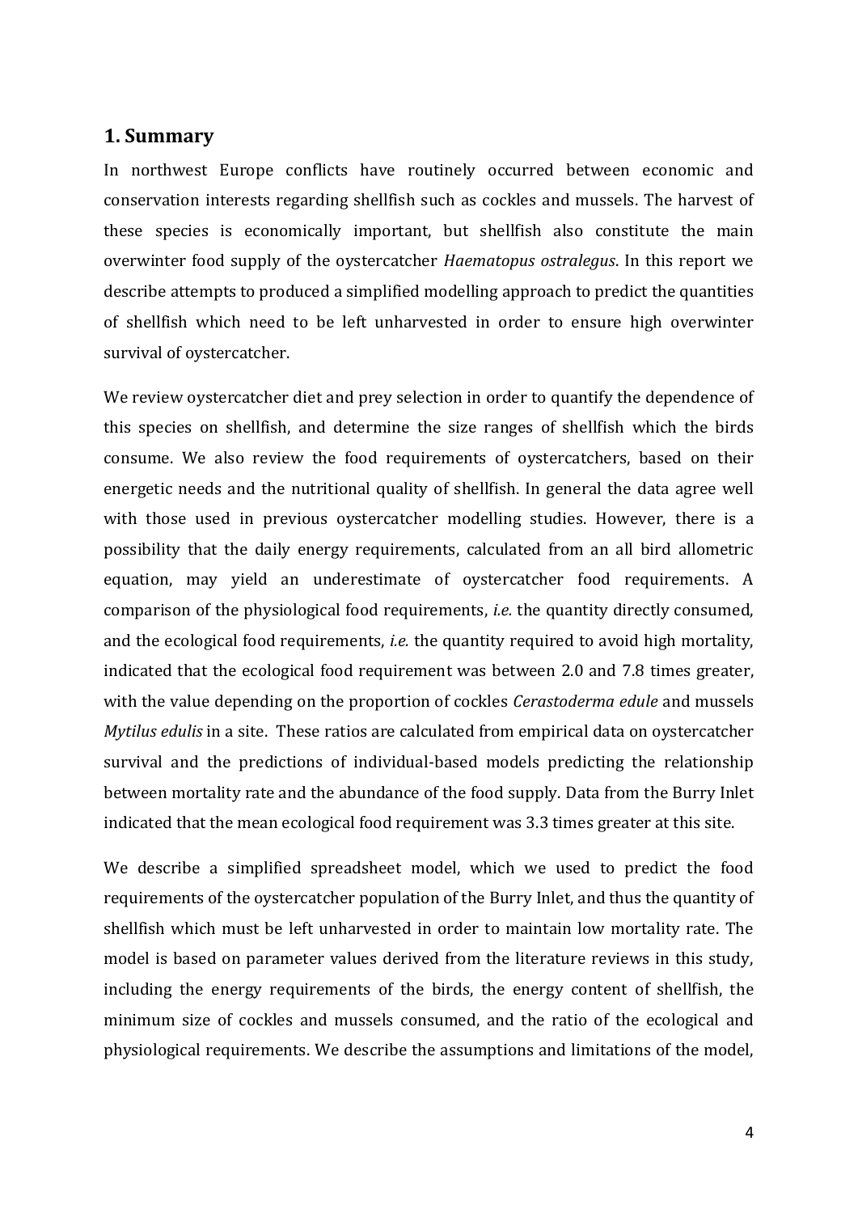## 1. Summary

In northwest Europe conflicts have routinely occurred between economic and conservation interests regarding shellfish such as cockles and mussels. The harvest of these species is economically important, but shellfish also constitute the main overwinter food supply of the oystercatcher *Haematopus ostralegus*. In this report we describe attempts to produced a simplified modelling approach to predict the quantities of shellfish which need to be left unharvested in order to ensure high overwinter survival of oystercatcher.

We review oystercatcher diet and prey selection in order to quantify the dependence of this species on shellfish, and determine the size ranges of shellfish which the birds consume. We also review the food requirements of oystercatchers, based on their energetic needs and the nutritional quality of shellfish. In general the data agree well with those used in previous oystercatcher modelling studies. However, there is a possibility that the daily energy requirements, calculated from an all bird allometric equation, may yield an underestimate of oystercatcher food requirements. A comparison of the physiological food requirements, *i.e.* the quantity directly consumed, and the ecological food requirements, *i.e.* the quantity required to avoid high mortality, indicated that the ecological food requirement was between 2.0 and 7.8 times greater, with the value depending on the proportion of cockles *Cerastoderma edule* and mussels *Mytilus edulis* in a site. These ratios are calculated from empirical data on oystercatcher survival and the predictions of individual-based models predicting the relationship between mortality rate and the abundance of the food supply. Data from the Burry Inlet indicated that the mean ecological food requirement was 3.3 times greater at this site.

We describe a simplified spreadsheet model, which we used to predict the food requirements of the oystercatcher population of the Burry Inlet, and thus the quantity of shellfish which must be left unharvested in order to maintain low mortality rate. The model is based on parameter values derived from the literature reviews in this study, including the energy requirements of the birds, the energy content of shellfish, the minimum size of cockles and mussels consumed, and the ratio of the ecological and physiological requirements. We describe the assumptions and limitations of the model,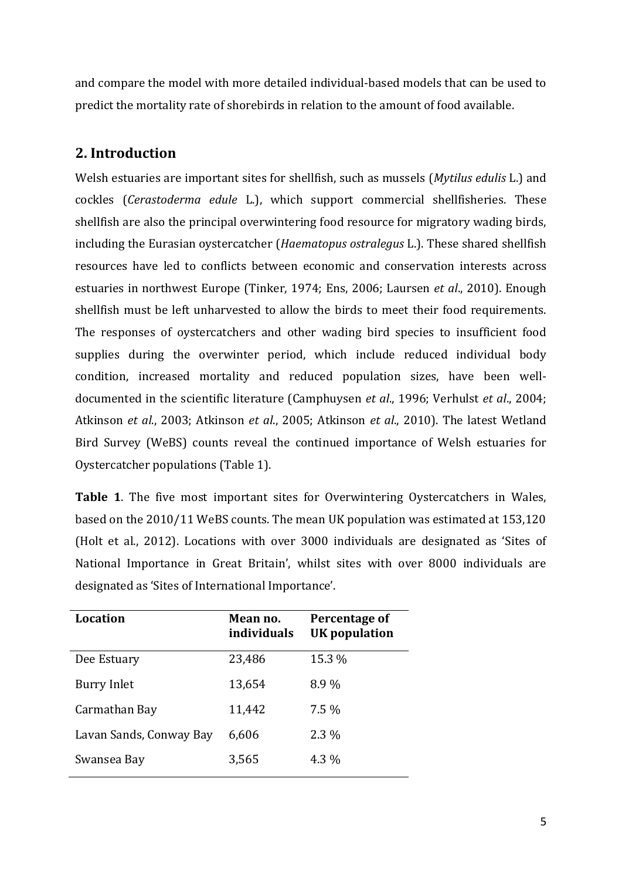and compare the model with more detailed individual-based models that can be used to predict the mortality rate of shorebirds in relation to the amount of food available.

## 2. Introduction

Welsh estuaries are important sites for shellfish, such as mussels (*Mytilus edulis* L.) and cockles (*Cerastoderma edule* L.), which support commercial shellfisheries. These shellfish are also the principal overwintering food resource for migratory wading birds, including the Eurasian oystercatcher (*Haematopus ostralegus* L.). These shared shellfish resources have led to conflicts between economic and conservation interests across estuaries in northwest Europe (Tinker, 1974; Ens, 2006; Laursen *et al*., 2010). Enough shellfish must be left unharvested to allow the birds to meet their food requirements. The responses of oystercatchers and other wading bird species to insufficient food supplies during the overwinter period, which include reduced individual body condition, increased mortality and reduced population sizes, have been well-documented in the scientific literature (Camphuysen *et al*., 1996; Verhulst *et al*., 2004; Atkinson *et al*., 2003; Atkinson *et al*., 2005; Atkinson *et al*., 2010). The latest Wetland Bird Survey (WeBS) counts reveal the continued importance of Welsh estuaries for Oystercatcher populations (Table 1).

**Table 1**. The five most important sites for Overwintering Oystercatchers in Wales, based on the 2010/11 WeBS counts. The mean UK population was estimated at 153,120 (Holt et al., 2012). Locations with over 3000 individuals are designated as 'Sites of National Importance in Great Britain', whilst sites with over 8000 individuals are designated as 'Sites of International Importance'.

| Location | Mean no. individuals | Percentage of UK population |
|---|---|---|
| Dee Estuary | 23,486 | 15.3 % |
| Burry Inlet | 13,654 | 8.9 % |
| Carmathan Bay | 11,442 | 7.5 % |
| Lavan Sands, Conway Bay | 6,606 | 2.3 % |
| Swansea Bay | 3,565 | 4.3 % |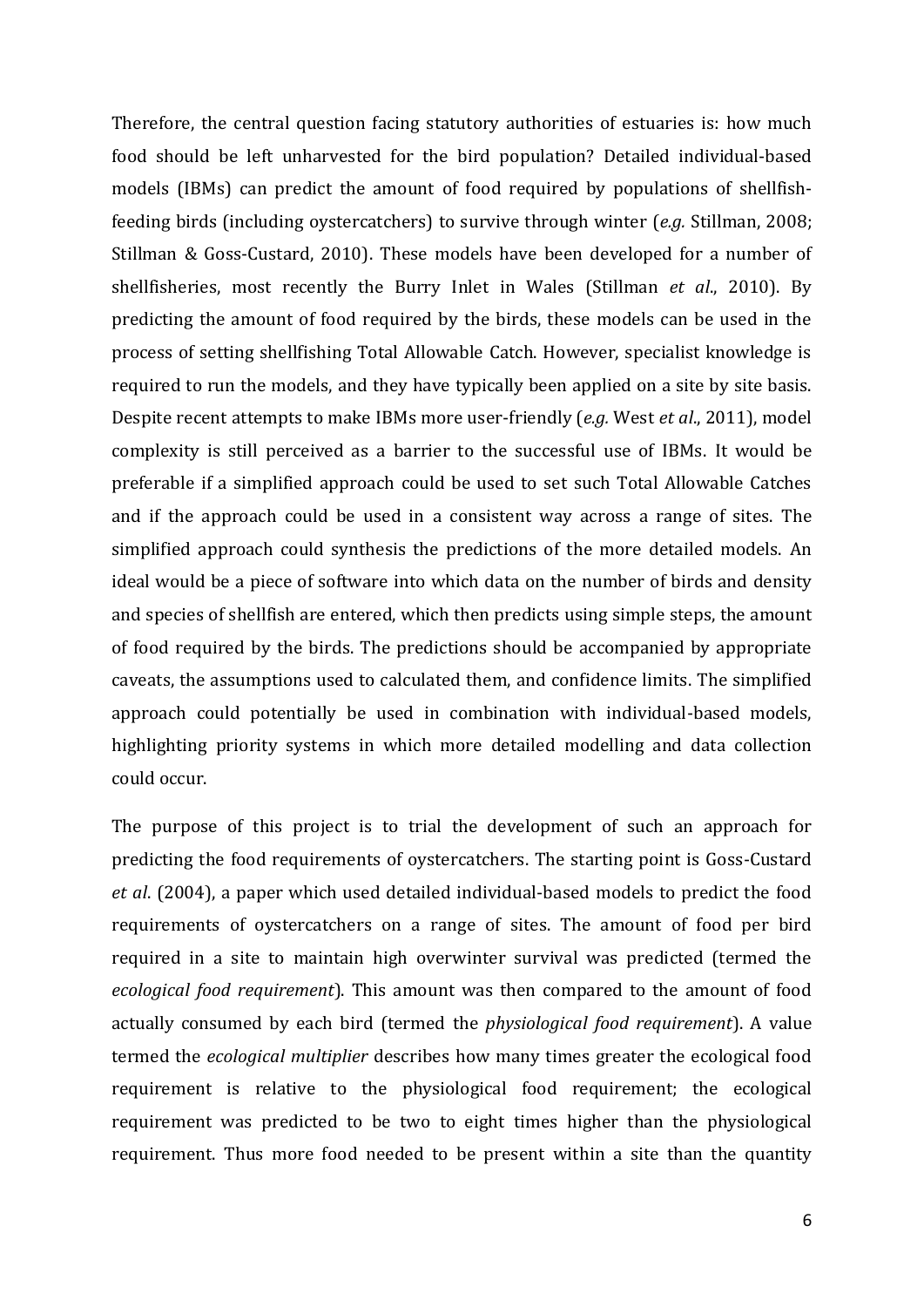Therefore, the central question facing statutory authorities of estuaries is: how much food should be left unharvested for the bird population? Detailed individual-based models (IBMs) can predict the amount of food required by populations of shellfish-feeding birds (including oystercatchers) to survive through winter (*e.g.* Stillman, 2008; Stillman & Goss-Custard, 2010). These models have been developed for a number of shellfisheries, most recently the Burry Inlet in Wales (Stillman *et al*., 2010). By predicting the amount of food required by the birds, these models can be used in the process of setting shellfishing Total Allowable Catch. However, specialist knowledge is required to run the models, and they have typically been applied on a site by site basis. Despite recent attempts to make IBMs more user-friendly (*e.g.* West *et al*., 2011), model complexity is still perceived as a barrier to the successful use of IBMs. It would be preferable if a simplified approach could be used to set such Total Allowable Catches and if the approach could be used in a consistent way across a range of sites. The simplified approach could synthesis the predictions of the more detailed models. An ideal would be a piece of software into which data on the number of birds and density and species of shellfish are entered, which then predicts using simple steps, the amount of food required by the birds. The predictions should be accompanied by appropriate caveats, the assumptions used to calculated them, and confidence limits. The simplified approach could potentially be used in combination with individual-based models, highlighting priority systems in which more detailed modelling and data collection could occur.

The purpose of this project is to trial the development of such an approach for predicting the food requirements of oystercatchers. The starting point is Goss-Custard *et al*. (2004), a paper which used detailed individual-based models to predict the food requirements of oystercatchers on a range of sites. The amount of food per bird required in a site to maintain high overwinter survival was predicted (termed the *ecological food requirement*). This amount was then compared to the amount of food actually consumed by each bird (termed the *physiological food requirement*). A value termed the *ecological multiplier* describes how many times greater the ecological food requirement is relative to the physiological food requirement; the ecological requirement was predicted to be two to eight times higher than the physiological requirement. Thus more food needed to be present within a site than the quantity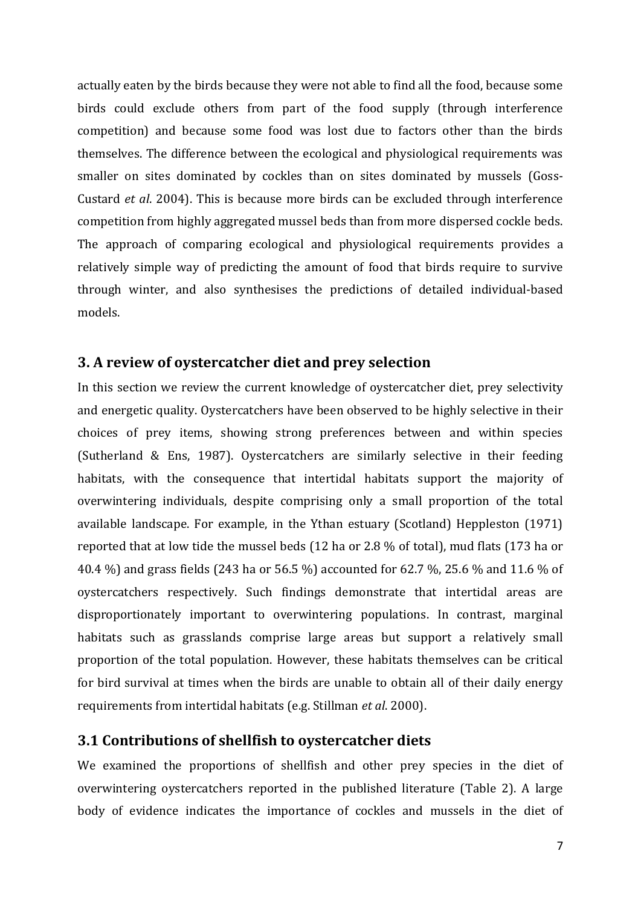actually eaten by the birds because they were not able to find all the food, because some birds could exclude others from part of the food supply (through interference competition) and because some food was lost due to factors other than the birds themselves. The difference between the ecological and physiological requirements was smaller on sites dominated by cockles than on sites dominated by mussels (Goss-Custard *et al*. 2004). This is because more birds can be excluded through interference competition from highly aggregated mussel beds than from more dispersed cockle beds. The approach of comparing ecological and physiological requirements provides a relatively simple way of predicting the amount of food that birds require to survive through winter, and also synthesises the predictions of detailed individual-based models.

## 3. A review of oystercatcher diet and prey selection

In this section we review the current knowledge of oystercatcher diet, prey selectivity and energetic quality. Oystercatchers have been observed to be highly selective in their choices of prey items, showing strong preferences between and within species (Sutherland & Ens, 1987). Oystercatchers are similarly selective in their feeding habitats, with the consequence that intertidal habitats support the majority of overwintering individuals, despite comprising only a small proportion of the total available landscape. For example, in the Ythan estuary (Scotland) Heppleston (1971) reported that at low tide the mussel beds (12 ha or 2.8 % of total), mud flats (173 ha or 40.4 %) and grass fields (243 ha or 56.5 %) accounted for 62.7 %, 25.6 % and 11.6 % of oystercatchers respectively. Such findings demonstrate that intertidal areas are disproportionately important to overwintering populations. In contrast, marginal habitats such as grasslands comprise large areas but support a relatively small proportion of the total population. However, these habitats themselves can be critical for bird survival at times when the birds are unable to obtain all of their daily energy requirements from intertidal habitats (e.g. Stillman *et al*. 2000).

### 3.1 Contributions of shellfish to oystercatcher diets

We examined the proportions of shellfish and other prey species in the diet of overwintering oystercatchers reported in the published literature (Table 2). A large body of evidence indicates the importance of cockles and mussels in the diet of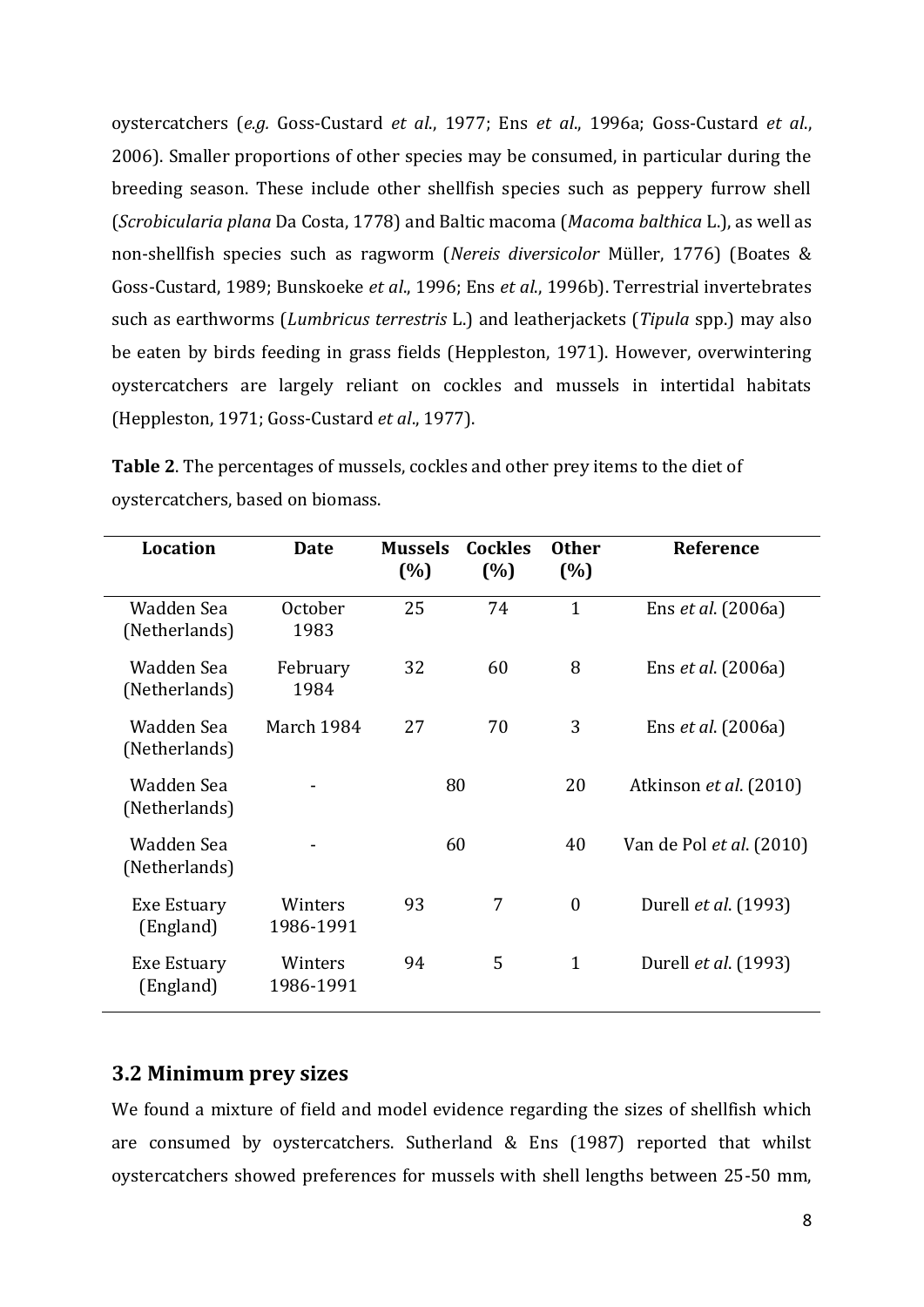oystercatchers (*e.g.* Goss-Custard *et al*., 1977; Ens *et al*., 1996a; Goss-Custard *et al*., 2006). Smaller proportions of other species may be consumed, in particular during the breeding season. These include other shellfish species such as peppery furrow shell (*Scrobicularia plana* Da Costa, 1778) and Baltic macoma (*Macoma balthica* L.), as well as non-shellfish species such as ragworm (*Nereis diversicolor* Müller, 1776) (Boates & Goss-Custard, 1989; Bunskoeke *et al*., 1996; Ens *et al*., 1996b). Terrestrial invertebrates such as earthworms (*Lumbricus terrestris* L.) and leatherjackets (*Tipula* spp.) may also be eaten by birds feeding in grass fields (Heppleston, 1971). However, overwintering oystercatchers are largely reliant on cockles and mussels in intertidal habitats (Heppleston, 1971; Goss-Custard *et al*., 1977).

**Table 2**. The percentages of mussels, cockles and other prey items to the diet of oystercatchers, based on biomass.

| Location | Date | Mussels (%) | Cockles (%) | Other (%) | Reference |
|---|---|---|---|---|---|
| Wadden Sea (Netherlands) | October 1983 | 25 | 74 | 1 | Ens *et al*. (2006a) |
| Wadden Sea (Netherlands) | February 1984 | 32 | 60 | 8 | Ens *et al*. (2006a) |
| Wadden Sea (Netherlands) | March 1984 | 27 | 70 | 3 | Ens *et al*. (2006a) |
| Wadden Sea (Netherlands) | - | 80 | | 20 | Atkinson *et al*. (2010) |
| Wadden Sea (Netherlands) | - | 60 | | 40 | Van de Pol *et al*. (2010) |
| Exe Estuary (England) | Winters 1986-1991 | 93 | 7 | 0 | Durell *et al*. (1993) |
| Exe Estuary (England) | Winters 1986-1991 | 94 | 5 | 1 | Durell *et al*. (1993) |

## 3.2 Minimum prey sizes

We found a mixture of field and model evidence regarding the sizes of shellfish which are consumed by oystercatchers. Sutherland & Ens (1987) reported that whilst oystercatchers showed preferences for mussels with shell lengths between 25-50 mm,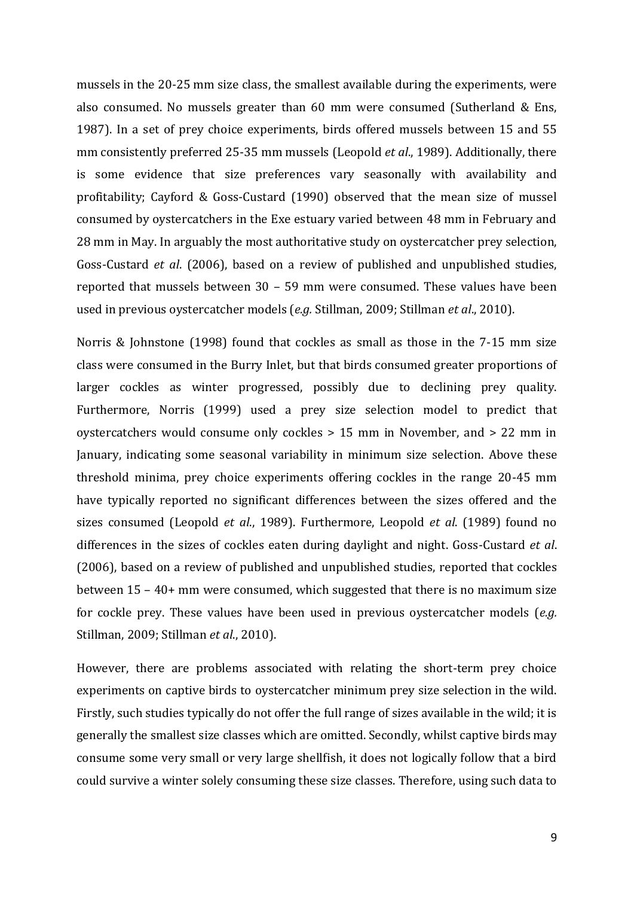mussels in the 20-25 mm size class, the smallest available during the experiments, were also consumed. No mussels greater than 60 mm were consumed (Sutherland & Ens, 1987). In a set of prey choice experiments, birds offered mussels between 15 and 55 mm consistently preferred 25-35 mm mussels (Leopold *et al*., 1989). Additionally, there is some evidence that size preferences vary seasonally with availability and profitability; Cayford & Goss-Custard (1990) observed that the mean size of mussel consumed by oystercatchers in the Exe estuary varied between 48 mm in February and 28 mm in May. In arguably the most authoritative study on oystercatcher prey selection, Goss-Custard *et al*. (2006), based on a review of published and unpublished studies, reported that mussels between 30 – 59 mm were consumed. These values have been used in previous oystercatcher models (*e.g.* Stillman, 2009; Stillman *et al*., 2010).

Norris & Johnstone (1998) found that cockles as small as those in the 7-15 mm size class were consumed in the Burry Inlet, but that birds consumed greater proportions of larger cockles as winter progressed, possibly due to declining prey quality. Furthermore, Norris (1999) used a prey size selection model to predict that oystercatchers would consume only cockles > 15 mm in November, and > 22 mm in January, indicating some seasonal variability in minimum size selection. Above these threshold minima, prey choice experiments offering cockles in the range 20-45 mm have typically reported no significant differences between the sizes offered and the sizes consumed (Leopold *et al*., 1989). Furthermore, Leopold *et al*. (1989) found no differences in the sizes of cockles eaten during daylight and night. Goss-Custard *et al*. (2006), based on a review of published and unpublished studies, reported that cockles between 15 – 40+ mm were consumed, which suggested that there is no maximum size for cockle prey. These values have been used in previous oystercatcher models (*e.g.* Stillman, 2009; Stillman *et al*., 2010).

However, there are problems associated with relating the short-term prey choice experiments on captive birds to oystercatcher minimum prey size selection in the wild. Firstly, such studies typically do not offer the full range of sizes available in the wild; it is generally the smallest size classes which are omitted. Secondly, whilst captive birds may consume some very small or very large shellfish, it does not logically follow that a bird could survive a winter solely consuming these size classes. Therefore, using such data to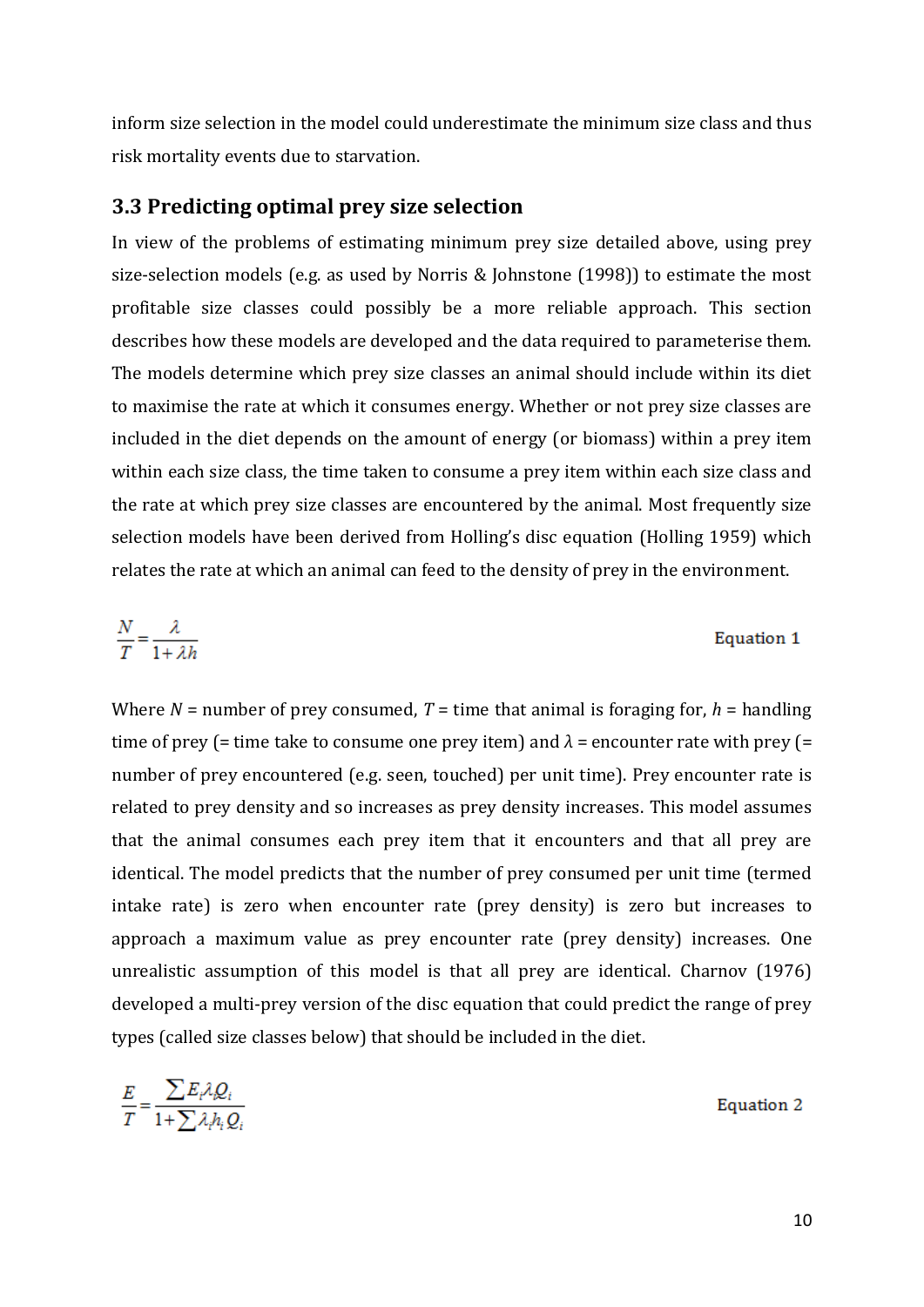inform size selection in the model could underestimate the minimum size class and thus risk mortality events due to starvation.

### 3.3 Predicting optimal prey size selection

In view of the problems of estimating minimum prey size detailed above, using prey size-selection models (e.g. as used by Norris & Johnstone (1998)) to estimate the most profitable size classes could possibly be a more reliable approach. This section describes how these models are developed and the data required to parameterise them. The models determine which prey size classes an animal should include within its diet to maximise the rate at which it consumes energy. Whether or not prey size classes are included in the diet depends on the amount of energy (or biomass) within a prey item within each size class, the time taken to consume a prey item within each size class and the rate at which prey size classes are encountered by the animal. Most frequently size selection models have been derived from Holling's disc equation (Holling 1959) which relates the rate at which an animal can feed to the density of prey in the environment.

$$\frac{N}{T} = \frac{\lambda}{1 + \lambda h} \qquad \text{Equation 1}$$

Where $N$ = number of prey consumed, $T$ = time that animal is foraging for, $h$ = handling time of prey (= time take to consume one prey item) and $\lambda$ = encounter rate with prey (= number of prey encountered (e.g. seen, touched) per unit time). Prey encounter rate is related to prey density and so increases as prey density increases. This model assumes that the animal consumes each prey item that it encounters and that all prey are identical. The model predicts that the number of prey consumed per unit time (termed intake rate) is zero when encounter rate (prey density) is zero but increases to approach a maximum value as prey encounter rate (prey density) increases. One unrealistic assumption of this model is that all prey are identical. Charnov (1976) developed a multi-prey version of the disc equation that could predict the range of prey types (called size classes below) that should be included in the diet.

$$\frac{E}{T} = \frac{\sum E_i \lambda_i Q_i}{1 + \sum \lambda_i h_i Q_i} \qquad \text{Equation 2}$$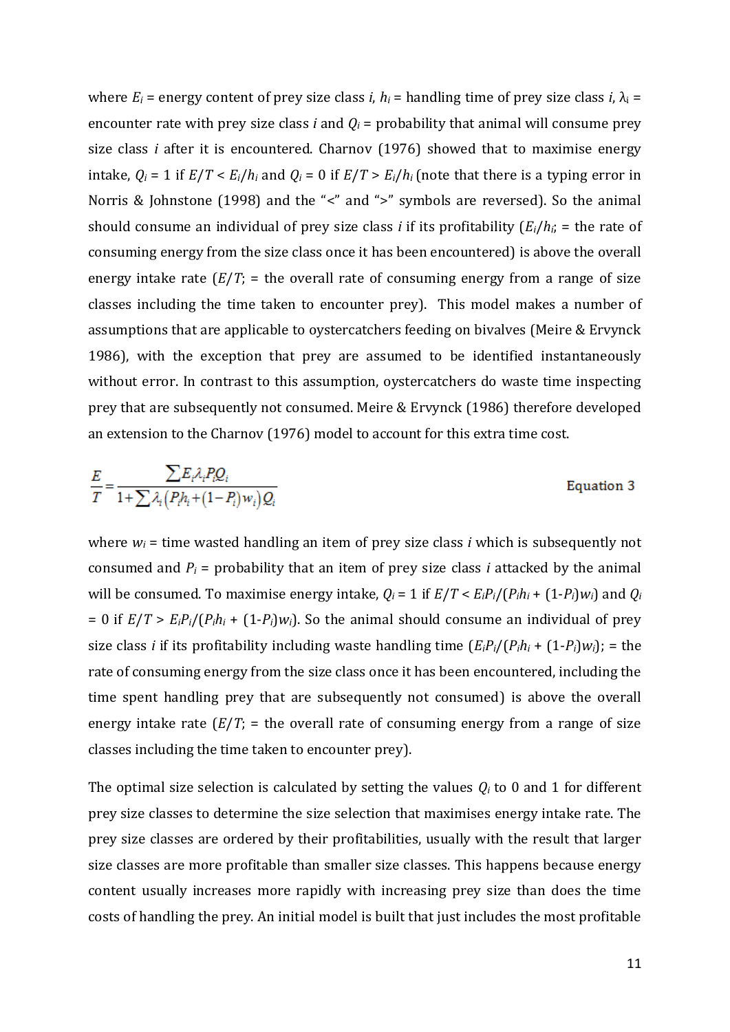where $E_i$ = energy content of prey size class $i$, $h_i$ = handling time of prey size class $i$, $\lambda_i$ = encounter rate with prey size class $i$ and $Q_i$ = probability that animal will consume prey size class $i$ after it is encountered. Charnov (1976) showed that to maximise energy intake, $Q_i = 1$ if $E/T < E_i/h_i$ and $Q_i = 0$ if $E/T > E_i/h_i$ (note that there is a typing error in Norris & Johnstone (1998) and the "<" and ">" symbols are reversed). So the animal should consume an individual of prey size class $i$ if its profitability ($E_i/h_i$; = the rate of consuming energy from the size class once it has been encountered) is above the overall energy intake rate ($E/T$; = the overall rate of consuming energy from a range of size classes including the time taken to encounter prey). This model makes a number of assumptions that are applicable to oystercatchers feeding on bivalves (Meire & Ervynck 1986), with the exception that prey are assumed to be identified instantaneously without error. In contrast to this assumption, oystercatchers do waste time inspecting prey that are subsequently not consumed. Meire & Ervynck (1986) therefore developed an extension to the Charnov (1976) model to account for this extra time cost.

$$\frac{E}{T} = \frac{\sum E_i \lambda_i P_i Q_i}{1 + \sum \lambda_i \left(P_i h_i + (1 - P_i) w_i\right) Q_i} \qquad \text{Equation 3}$$

where $w_i$ = time wasted handling an item of prey size class $i$ which is subsequently not consumed and $P_i$ = probability that an item of prey size class $i$ attacked by the animal will be consumed. To maximise energy intake, $Q_i = 1$ if $E/T < E_iP_i/(P_ih_i + (1\text{-}P_i)w_i)$ and $Q_i = 0$ if $E/T > E_iP_i/(P_ih_i + (1\text{-}P_i)w_i)$. So the animal should consume an individual of prey size class $i$ if its profitability including waste handling time ($E_iP_i/(P_ih_i + (1\text{-}P_i)w_i)$; = the rate of consuming energy from the size class once it has been encountered, including the time spent handling prey that are subsequently not consumed) is above the overall energy intake rate ($E/T$; = the overall rate of consuming energy from a range of size classes including the time taken to encounter prey).

The optimal size selection is calculated by setting the values $Q_i$ to 0 and 1 for different prey size classes to determine the size selection that maximises energy intake rate. The prey size classes are ordered by their profitabilities, usually with the result that larger size classes are more profitable than smaller size classes. This happens because energy content usually increases more rapidly with increasing prey size than does the time costs of handling the prey. An initial model is built that just includes the most profitable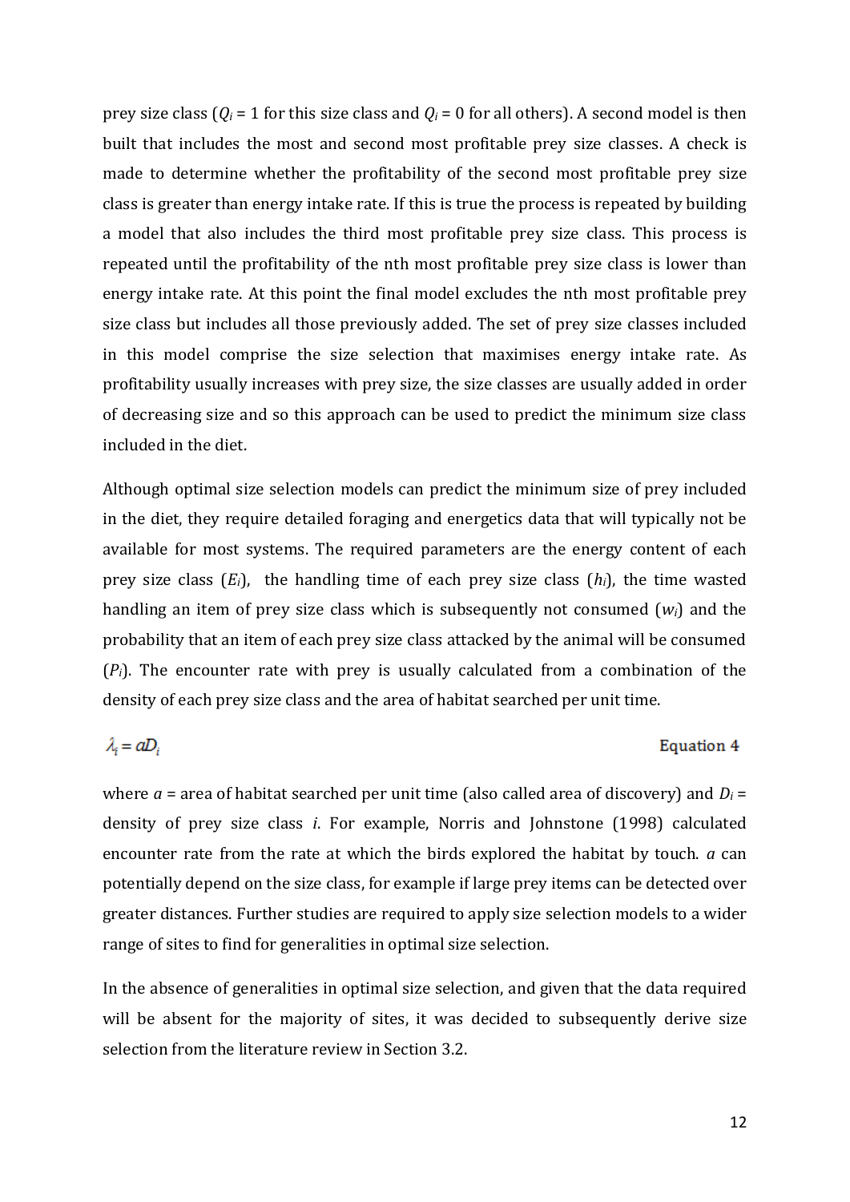prey size class ($Q_i$ = 1 for this size class and $Q_i$ = 0 for all others). A second model is then built that includes the most and second most profitable prey size classes. A check is made to determine whether the profitability of the second most profitable prey size class is greater than energy intake rate. If this is true the process is repeated by building a model that also includes the third most profitable prey size class. This process is repeated until the profitability of the nth most profitable prey size class is lower than energy intake rate. At this point the final model excludes the nth most profitable prey size class but includes all those previously added. The set of prey size classes included in this model comprise the size selection that maximises energy intake rate. As profitability usually increases with prey size, the size classes are usually added in order of decreasing size and so this approach can be used to predict the minimum size class included in the diet.

Although optimal size selection models can predict the minimum size of prey included in the diet, they require detailed foraging and energetics data that will typically not be available for most systems. The required parameters are the energy content of each prey size class ($E_i$), the handling time of each prey size class ($h_i$), the time wasted handling an item of prey size class which is subsequently not consumed ($w_i$) and the probability that an item of each prey size class attacked by the animal will be consumed ($P_i$). The encounter rate with prey is usually calculated from a combination of the density of each prey size class and the area of habitat searched per unit time.

$$\lambda_i = aD_i \qquad \text{Equation 4}$$

where $a$ = area of habitat searched per unit time (also called area of discovery) and $D_i$ = density of prey size class $i$. For example, Norris and Johnstone (1998) calculated encounter rate from the rate at which the birds explored the habitat by touch. $a$ can potentially depend on the size class, for example if large prey items can be detected over greater distances. Further studies are required to apply size selection models to a wider range of sites to find for generalities in optimal size selection.

In the absence of generalities in optimal size selection, and given that the data required will be absent for the majority of sites, it was decided to subsequently derive size selection from the literature review in Section 3.2.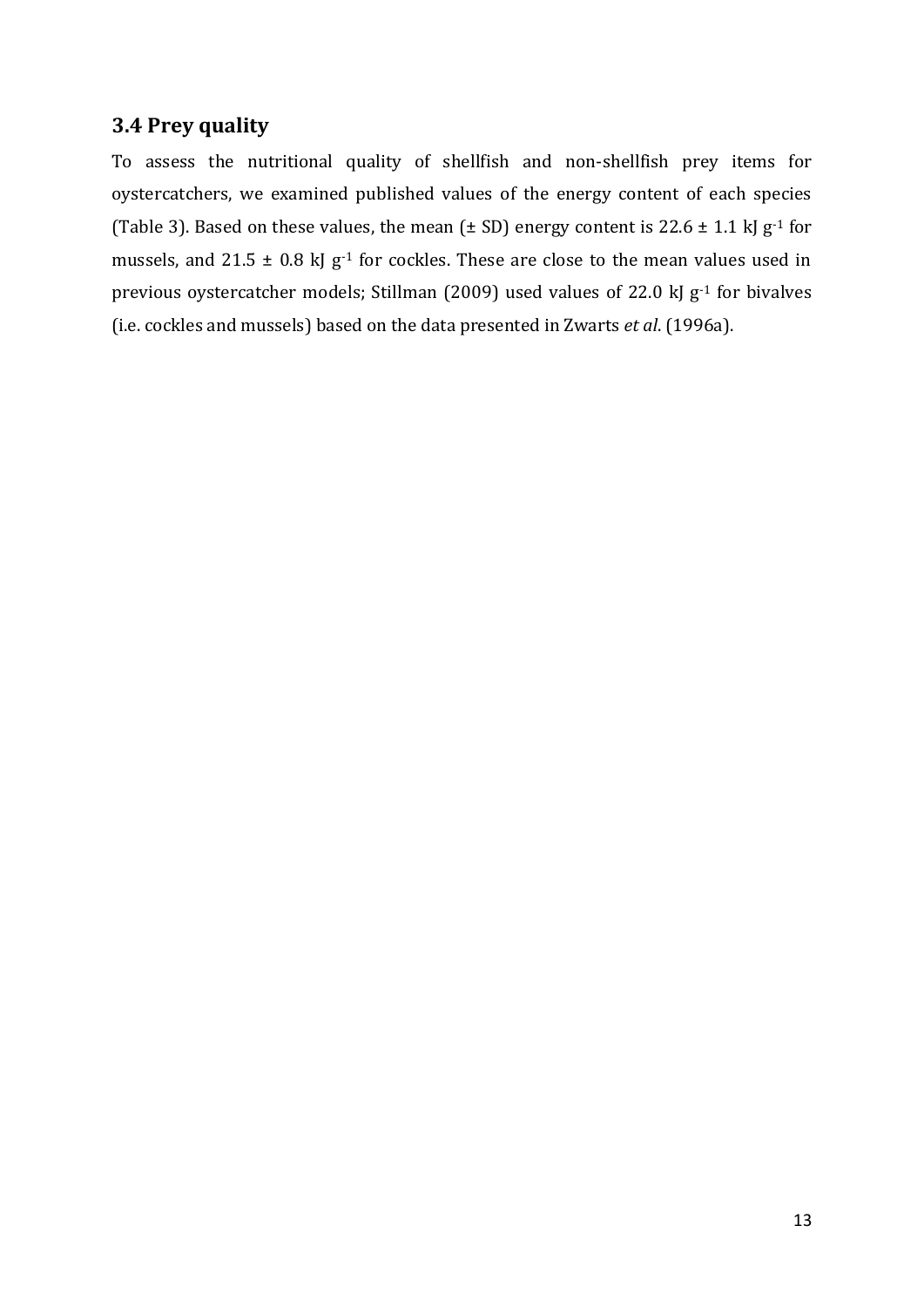### 3.4 Prey quality

To assess the nutritional quality of shellfish and non-shellfish prey items for oystercatchers, we examined published values of the energy content of each species (Table 3). Based on these values, the mean (± SD) energy content is 22.6 ± 1.1 kJ $g^{-1}$ for mussels, and 21.5 ± 0.8 kJ $g^{-1}$ for cockles. These are close to the mean values used in previous oystercatcher models; Stillman (2009) used values of 22.0 kJ $g^{-1}$ for bivalves (i.e. cockles and mussels) based on the data presented in Zwarts *et al*. (1996a).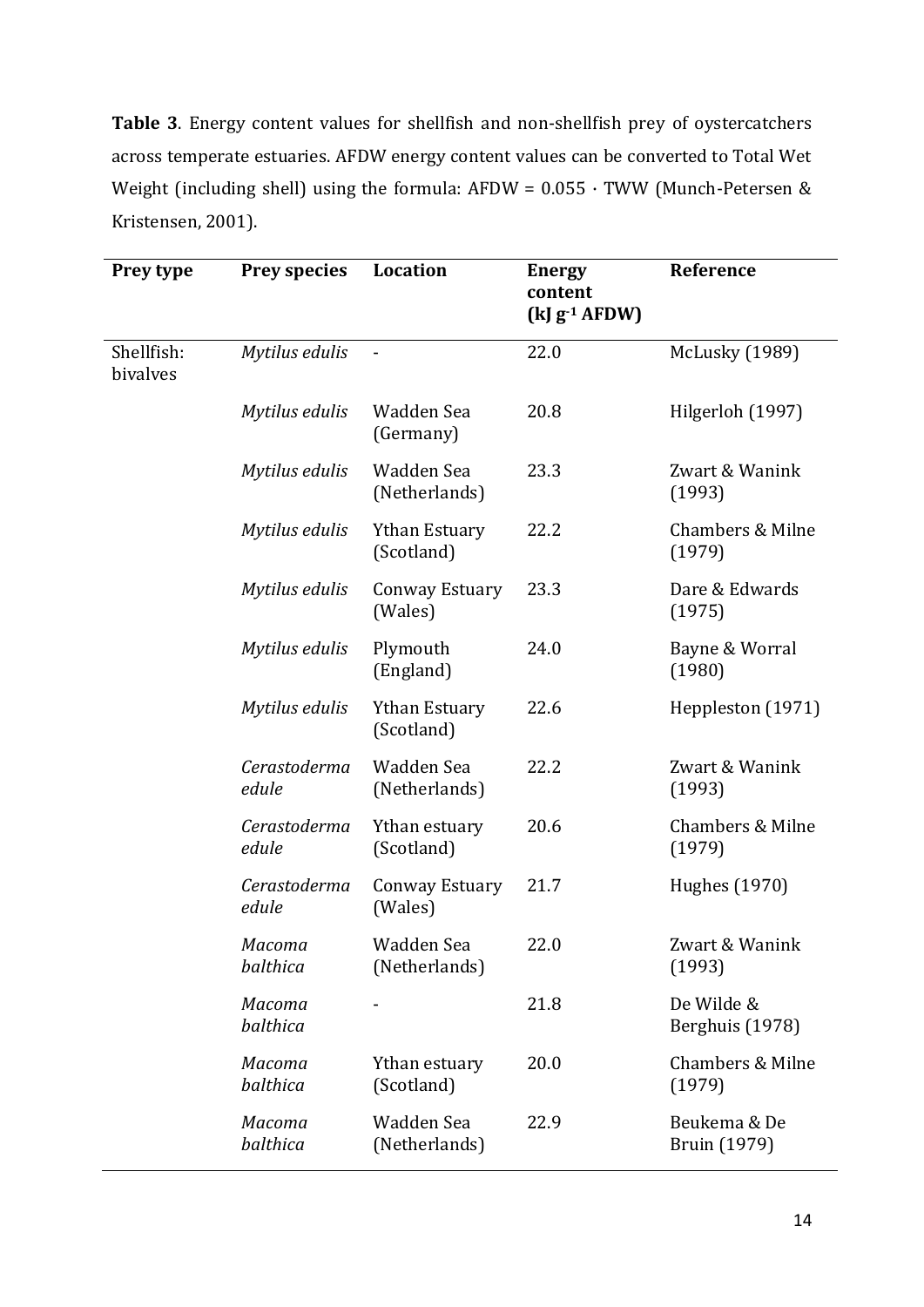**Table 3**. Energy content values for shellfish and non-shellfish prey of oystercatchers across temperate estuaries. AFDW energy content values can be converted to Total Wet Weight (including shell) using the formula: AFDW = 0.055 · TWW (Munch-Petersen & Kristensen, 2001).

| Prey type | Prey species | Location | Energy content (kJ $g^{-1}$ AFDW) | Reference |
|---|---|---|---|---|
| Shellfish: bivalves | *Mytilus edulis* | - | 22.0 | McLusky (1989) |
| | *Mytilus edulis* | Wadden Sea (Germany) | 20.8 | Hilgerloh (1997) |
| | *Mytilus edulis* | Wadden Sea (Netherlands) | 23.3 | Zwart & Wanink (1993) |
| | *Mytilus edulis* | Ythan Estuary (Scotland) | 22.2 | Chambers & Milne (1979) |
| | *Mytilus edulis* | Conway Estuary (Wales) | 23.3 | Dare & Edwards (1975) |
| | *Mytilus edulis* | Plymouth (England) | 24.0 | Bayne & Worral (1980) |
| | *Mytilus edulis* | Ythan Estuary (Scotland) | 22.6 | Heppleston (1971) |
| | *Cerastoderma edule* | Wadden Sea (Netherlands) | 22.2 | Zwart & Wanink (1993) |
| | *Cerastoderma edule* | Ythan estuary (Scotland) | 20.6 | Chambers & Milne (1979) |
| | *Cerastoderma edule* | Conway Estuary (Wales) | 21.7 | Hughes (1970) |
| | *Macoma balthica* | Wadden Sea (Netherlands) | 22.0 | Zwart & Wanink (1993) |
| | *Macoma balthica* | - | 21.8 | De Wilde & Berghuis (1978) |
| | *Macoma balthica* | Ythan estuary (Scotland) | 20.0 | Chambers & Milne (1979) |
| | *Macoma balthica* | Wadden Sea (Netherlands) | 22.9 | Beukema & De Bruin (1979) |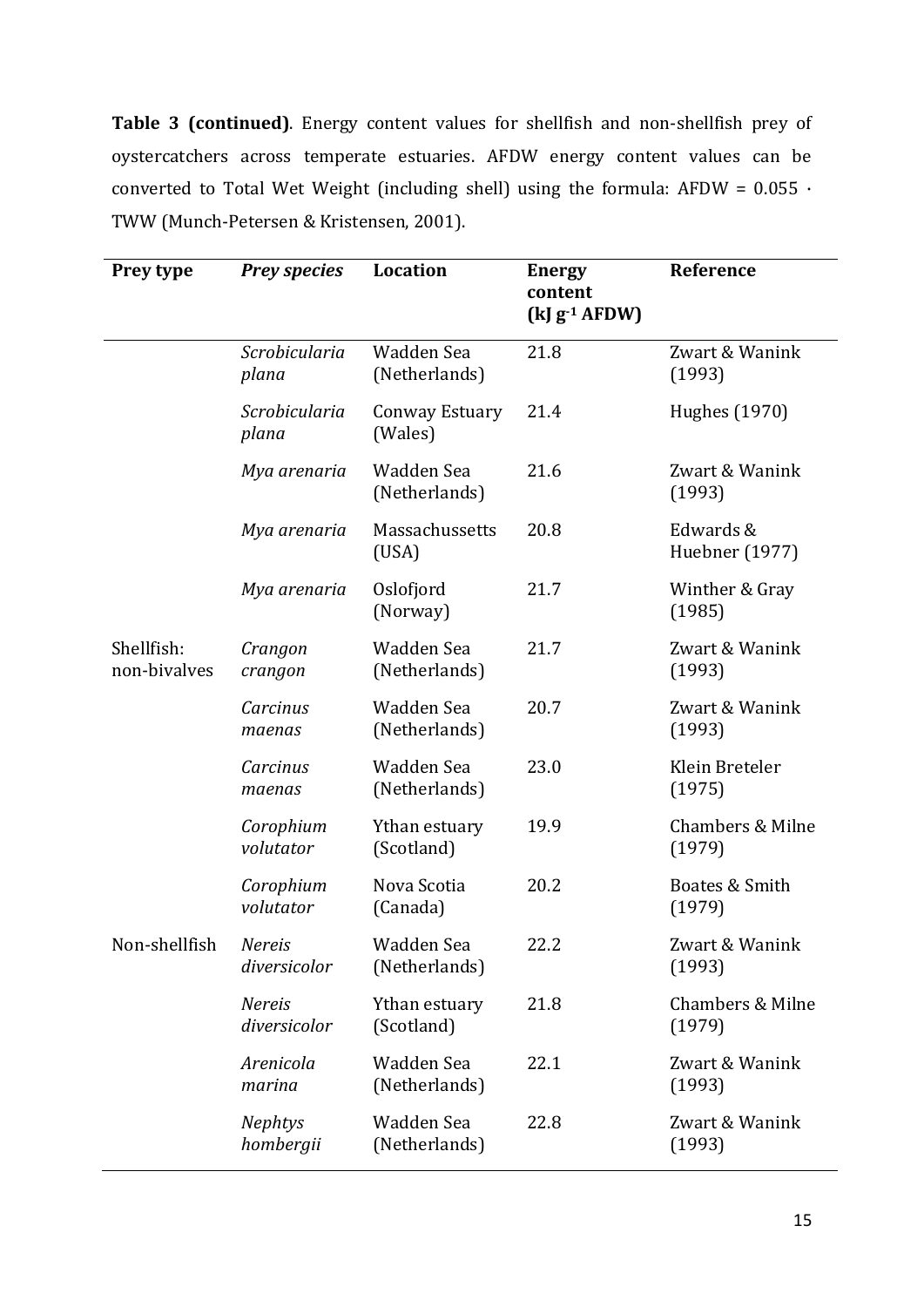**Table 3 (continued)**. Energy content values for shellfish and non-shellfish prey of oystercatchers across temperate estuaries. AFDW energy content values can be converted to Total Wet Weight (including shell) using the formula: AFDW = 0.055 · TWW (Munch-Petersen & Kristensen, 2001).

| Prey type | *Prey species* | Location | Energy content (kJ $g^{-1}$ AFDW) | Reference |
|---|---|---|---|---|
| | *Scrobicularia plana* | Wadden Sea (Netherlands) | 21.8 | Zwart & Wanink (1993) |
| | *Scrobicularia plana* | Conway Estuary (Wales) | 21.4 | Hughes (1970) |
| | *Mya arenaria* | Wadden Sea (Netherlands) | 21.6 | Zwart & Wanink (1993) |
| | *Mya arenaria* | Massachussetts (USA) | 20.8 | Edwards & Huebner (1977) |
| | *Mya arenaria* | Oslofjord (Norway) | 21.7 | Winther & Gray (1985) |
| Shellfish: non-bivalves | *Crangon crangon* | Wadden Sea (Netherlands) | 21.7 | Zwart & Wanink (1993) |
| | *Carcinus maenas* | Wadden Sea (Netherlands) | 20.7 | Zwart & Wanink (1993) |
| | *Carcinus maenas* | Wadden Sea (Netherlands) | 23.0 | Klein Breteler (1975) |
| | *Corophium volutator* | Ythan estuary (Scotland) | 19.9 | Chambers & Milne (1979) |
| | *Corophium volutator* | Nova Scotia (Canada) | 20.2 | Boates & Smith (1979) |
| Non-shellfish | *Nereis diversicolor* | Wadden Sea (Netherlands) | 22.2 | Zwart & Wanink (1993) |
| | *Nereis diversicolor* | Ythan estuary (Scotland) | 21.8 | Chambers & Milne (1979) |
| | *Arenicola marina* | Wadden Sea (Netherlands) | 22.1 | Zwart & Wanink (1993) |
| | *Nephtys hombergii* | Wadden Sea (Netherlands) | 22.8 | Zwart & Wanink (1993) |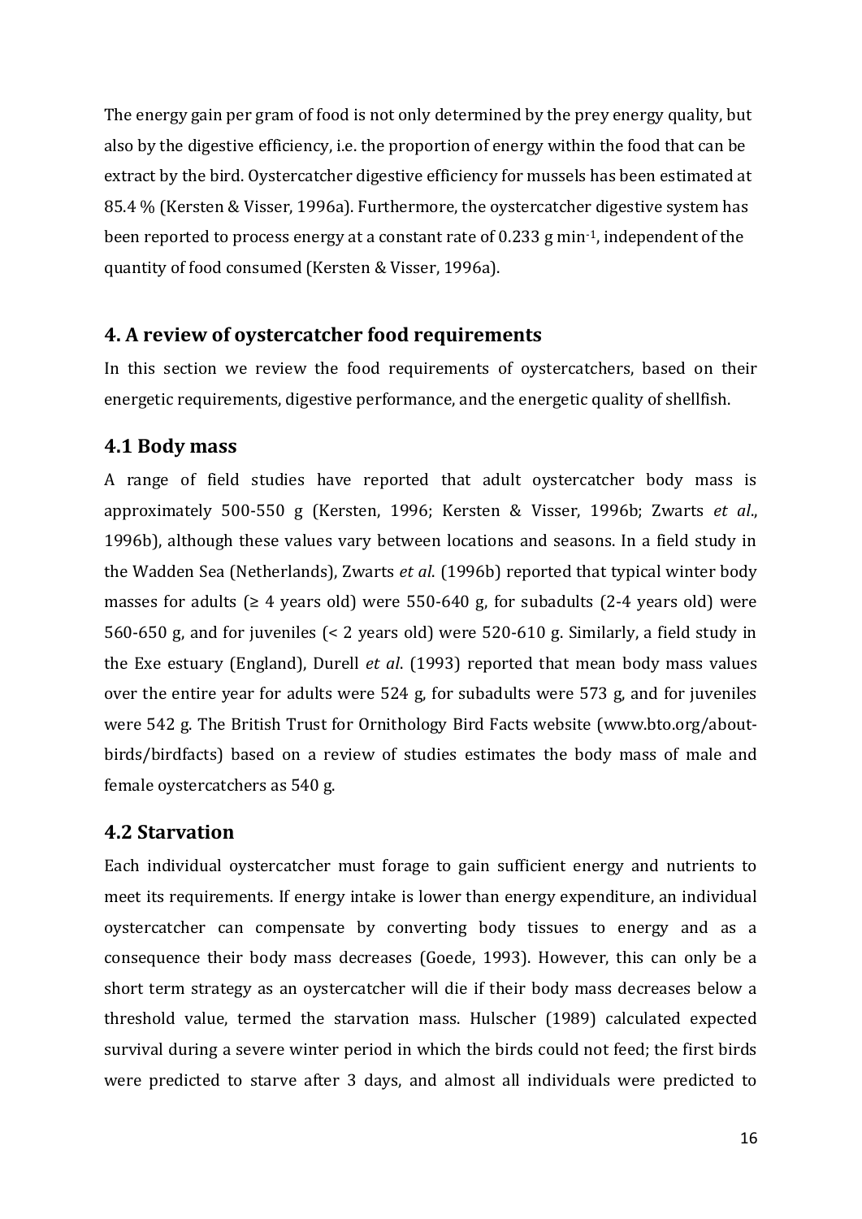The energy gain per gram of food is not only determined by the prey energy quality, but also by the digestive efficiency, i.e. the proportion of energy within the food that can be extract by the bird. Oystercatcher digestive efficiency for mussels has been estimated at 85.4 % (Kersten & Visser, 1996a). Furthermore, the oystercatcher digestive system has been reported to process energy at a constant rate of 0.233 g min$^{-1}$, independent of the quantity of food consumed (Kersten & Visser, 1996a).

## 4. A review of oystercatcher food requirements

In this section we review the food requirements of oystercatchers, based on their energetic requirements, digestive performance, and the energetic quality of shellfish.

### 4.1 Body mass

A range of field studies have reported that adult oystercatcher body mass is approximately 500-550 g (Kersten, 1996; Kersten & Visser, 1996b; Zwarts *et al*., 1996b), although these values vary between locations and seasons. In a field study in the Wadden Sea (Netherlands), Zwarts *et al*. (1996b) reported that typical winter body masses for adults (≥ 4 years old) were 550-640 g, for subadults (2-4 years old) were 560-650 g, and for juveniles (< 2 years old) were 520-610 g. Similarly, a field study in the Exe estuary (England), Durell *et al*. (1993) reported that mean body mass values over the entire year for adults were 524 g, for subadults were 573 g, and for juveniles were 542 g. The British Trust for Ornithology Bird Facts website (www.bto.org/about-birds/birdfacts) based on a review of studies estimates the body mass of male and female oystercatchers as 540 g.

### 4.2 Starvation

Each individual oystercatcher must forage to gain sufficient energy and nutrients to meet its requirements. If energy intake is lower than energy expenditure, an individual oystercatcher can compensate by converting body tissues to energy and as a consequence their body mass decreases (Goede, 1993). However, this can only be a short term strategy as an oystercatcher will die if their body mass decreases below a threshold value, termed the starvation mass. Hulscher (1989) calculated expected survival during a severe winter period in which the birds could not feed; the first birds were predicted to starve after 3 days, and almost all individuals were predicted to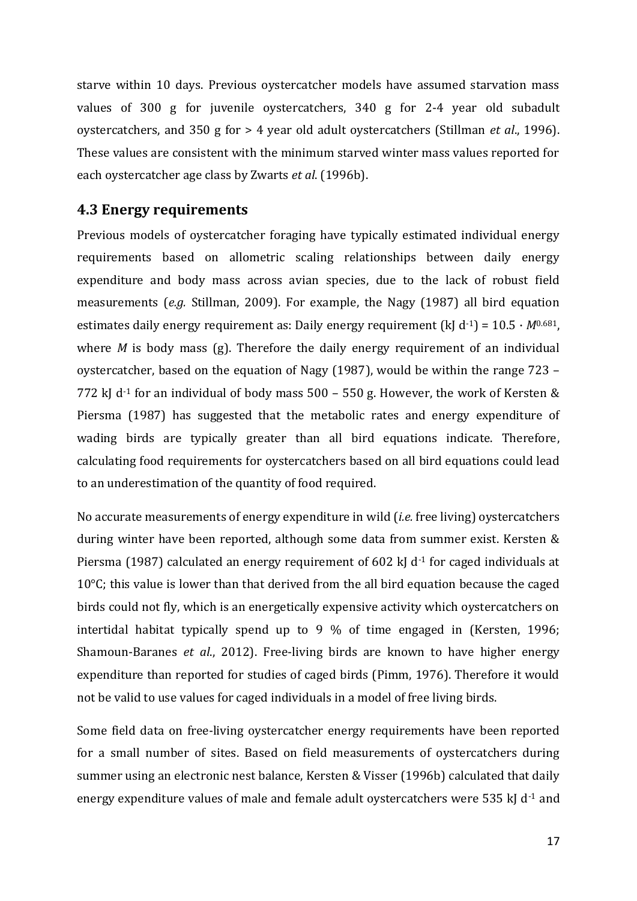starve within 10 days. Previous oystercatcher models have assumed starvation mass values of 300 g for juvenile oystercatchers, 340 g for 2-4 year old subadult oystercatchers, and 350 g for > 4 year old adult oystercatchers (Stillman *et al*., 1996). These values are consistent with the minimum starved winter mass values reported for each oystercatcher age class by Zwarts *et al*. (1996b).

## 4.3 Energy requirements

Previous models of oystercatcher foraging have typically estimated individual energy requirements based on allometric scaling relationships between daily energy expenditure and body mass across avian species, due to the lack of robust field measurements (*e.g.* Stillman, 2009). For example, the Nagy (1987) all bird equation estimates daily energy requirement as: Daily energy requirement (kJ $d^{-1}$) = $10.5 \cdot M^{0.681}$, where $M$ is body mass (g). Therefore the daily energy requirement of an individual oystercatcher, based on the equation of Nagy (1987), would be within the range 723 – 772 kJ $d^{-1}$ for an individual of body mass 500 – 550 g. However, the work of Kersten & Piersma (1987) has suggested that the metabolic rates and energy expenditure of wading birds are typically greater than all bird equations indicate. Therefore, calculating food requirements for oystercatchers based on all bird equations could lead to an underestimation of the quantity of food required.

No accurate measurements of energy expenditure in wild (*i.e.* free living) oystercatchers during winter have been reported, although some data from summer exist. Kersten & Piersma (1987) calculated an energy requirement of 602 kJ $d^{-1}$ for caged individuals at 10°C; this value is lower than that derived from the all bird equation because the caged birds could not fly, which is an energetically expensive activity which oystercatchers on intertidal habitat typically spend up to 9 % of time engaged in (Kersten, 1996; Shamoun-Baranes *et al*., 2012). Free-living birds are known to have higher energy expenditure than reported for studies of caged birds (Pimm, 1976). Therefore it would not be valid to use values for caged individuals in a model of free living birds.

Some field data on free-living oystercatcher energy requirements have been reported for a small number of sites. Based on field measurements of oystercatchers during summer using an electronic nest balance, Kersten & Visser (1996b) calculated that daily energy expenditure values of male and female adult oystercatchers were 535 kJ $d^{-1}$ and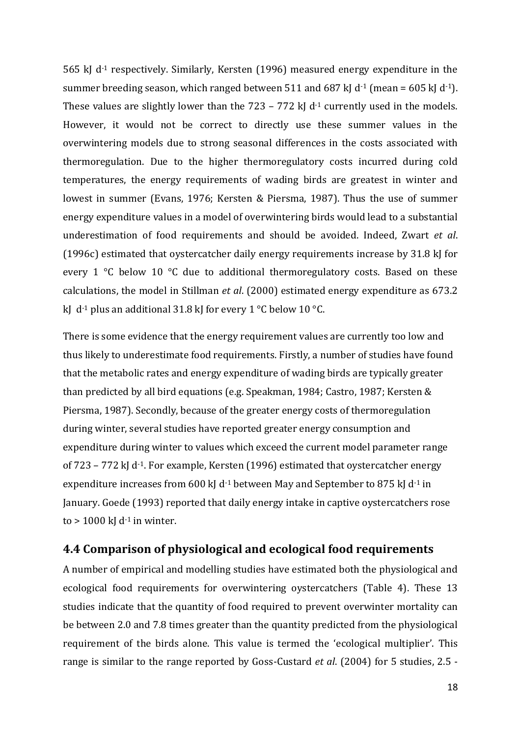565 kJ $d^{-1}$ respectively. Similarly, Kersten (1996) measured energy expenditure in the summer breeding season, which ranged between 511 and 687 kJ $d^{-1}$ (mean = 605 kJ $d^{-1}$). These values are slightly lower than the 723 – 772 kJ $d^{-1}$ currently used in the models. However, it would not be correct to directly use these summer values in the overwintering models due to strong seasonal differences in the costs associated with thermoregulation. Due to the higher thermoregulatory costs incurred during cold temperatures, the energy requirements of wading birds are greatest in winter and lowest in summer (Evans, 1976; Kersten & Piersma, 1987). Thus the use of summer energy expenditure values in a model of overwintering birds would lead to a substantial underestimation of food requirements and should be avoided. Indeed, Zwart *et al*. (1996c) estimated that oystercatcher daily energy requirements increase by 31.8 kJ for every 1 °C below 10 °C due to additional thermoregulatory costs. Based on these calculations, the model in Stillman *et al*. (2000) estimated energy expenditure as 673.2 kJ $d^{-1}$ plus an additional 31.8 kJ for every 1 °C below 10 °C.

There is some evidence that the energy requirement values are currently too low and thus likely to underestimate food requirements. Firstly, a number of studies have found that the metabolic rates and energy expenditure of wading birds are typically greater than predicted by all bird equations (e.g. Speakman, 1984; Castro, 1987; Kersten & Piersma, 1987). Secondly, because of the greater energy costs of thermoregulation during winter, several studies have reported greater energy consumption and expenditure during winter to values which exceed the current model parameter range of 723 – 772 kJ $d^{-1}$. For example, Kersten (1996) estimated that oystercatcher energy expenditure increases from 600 kJ $d^{-1}$ between May and September to 875 kJ $d^{-1}$ in January. Goede (1993) reported that daily energy intake in captive oystercatchers rose to > 1000 kJ $d^{-1}$ in winter.

## 4.4 Comparison of physiological and ecological food requirements

A number of empirical and modelling studies have estimated both the physiological and ecological food requirements for overwintering oystercatchers (Table 4). These 13 studies indicate that the quantity of food required to prevent overwinter mortality can be between 2.0 and 7.8 times greater than the quantity predicted from the physiological requirement of the birds alone. This value is termed the 'ecological multiplier'. This range is similar to the range reported by Goss-Custard *et al*. (2004) for 5 studies, 2.5 -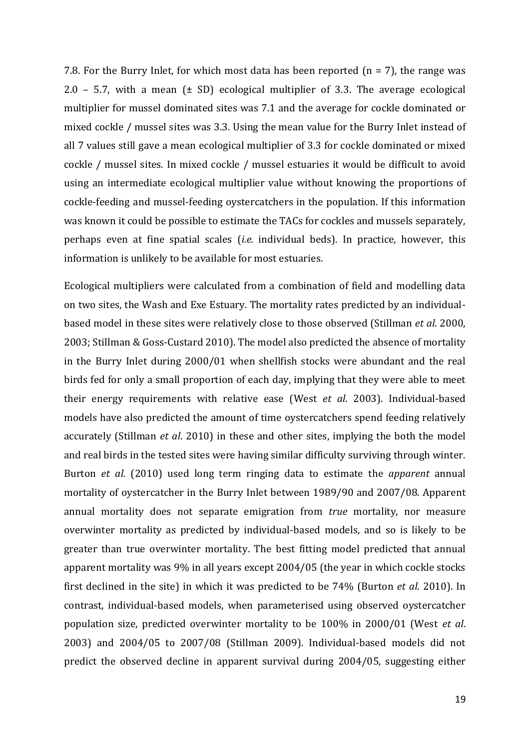7.8. For the Burry Inlet, for which most data has been reported (n = 7), the range was 2.0 – 5.7, with a mean (± SD) ecological multiplier of 3.3. The average ecological multiplier for mussel dominated sites was 7.1 and the average for cockle dominated or mixed cockle / mussel sites was 3.3. Using the mean value for the Burry Inlet instead of all 7 values still gave a mean ecological multiplier of 3.3 for cockle dominated or mixed cockle / mussel sites. In mixed cockle / mussel estuaries it would be difficult to avoid using an intermediate ecological multiplier value without knowing the proportions of cockle-feeding and mussel-feeding oystercatchers in the population. If this information was known it could be possible to estimate the TACs for cockles and mussels separately, perhaps even at fine spatial scales (*i.e.* individual beds). In practice, however, this information is unlikely to be available for most estuaries.

Ecological multipliers were calculated from a combination of field and modelling data on two sites, the Wash and Exe Estuary. The mortality rates predicted by an individual-based model in these sites were relatively close to those observed (Stillman *et al*. 2000, 2003; Stillman & Goss-Custard 2010). The model also predicted the absence of mortality in the Burry Inlet during 2000/01 when shellfish stocks were abundant and the real birds fed for only a small proportion of each day, implying that they were able to meet their energy requirements with relative ease (West *et al*. 2003). Individual-based models have also predicted the amount of time oystercatchers spend feeding relatively accurately (Stillman *et al*. 2010) in these and other sites, implying the both the model and real birds in the tested sites were having similar difficulty surviving through winter. Burton *et al.* (2010) used long term ringing data to estimate the *apparent* annual mortality of oystercatcher in the Burry Inlet between 1989/90 and 2007/08. Apparent annual mortality does not separate emigration from *true* mortality, nor measure overwinter mortality as predicted by individual-based models, and so is likely to be greater than true overwinter mortality. The best fitting model predicted that annual apparent mortality was 9% in all years except 2004/05 (the year in which cockle stocks first declined in the site) in which it was predicted to be 74% (Burton *et al.* 2010). In contrast, individual-based models, when parameterised using observed oystercatcher population size, predicted overwinter mortality to be 100% in 2000/01 (West *et al*. 2003) and 2004/05 to 2007/08 (Stillman 2009). Individual-based models did not predict the observed decline in apparent survival during 2004/05, suggesting either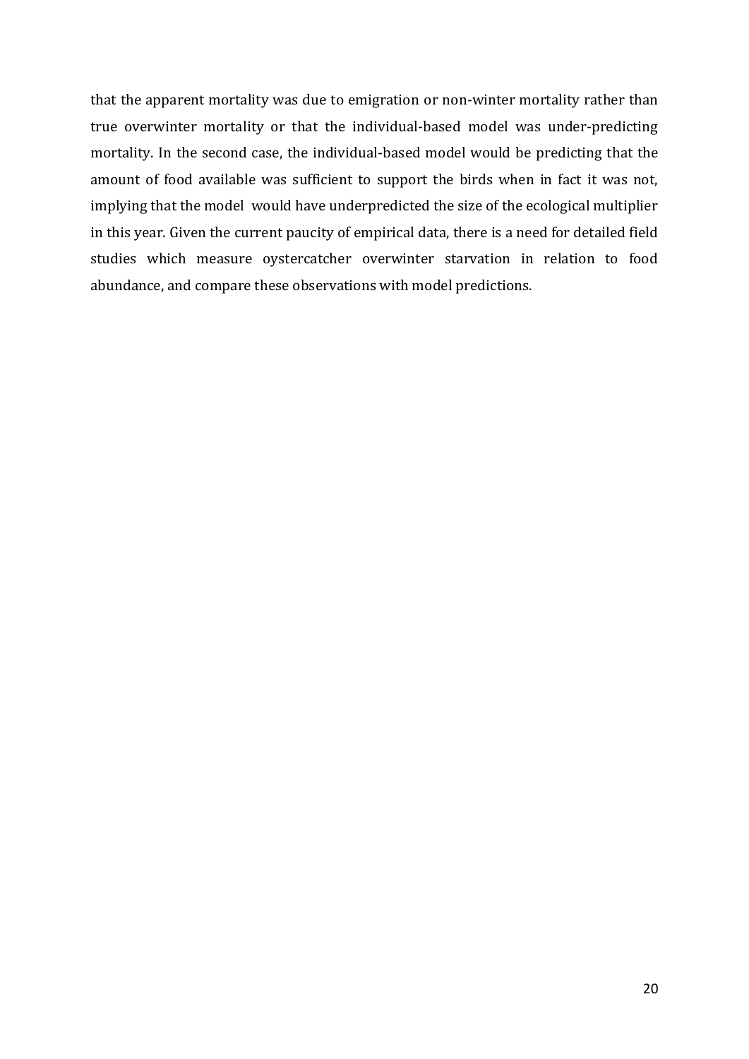that the apparent mortality was due to emigration or non-winter mortality rather than true overwinter mortality or that the individual-based model was under-predicting mortality. In the second case, the individual-based model would be predicting that the amount of food available was sufficient to support the birds when in fact it was not, implying that the model would have underpredicted the size of the ecological multiplier in this year. Given the current paucity of empirical data, there is a need for detailed field studies which measure oystercatcher overwinter starvation in relation to food abundance, and compare these observations with model predictions.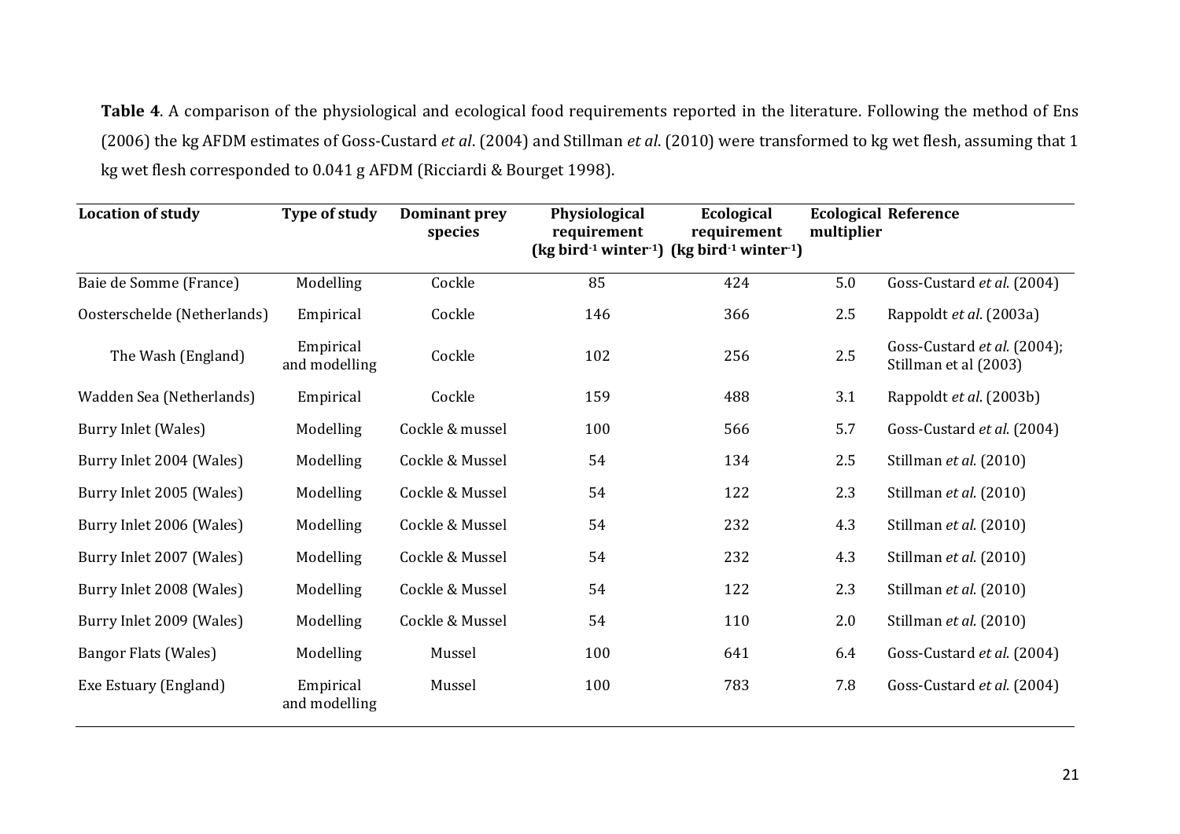**Table 4**. A comparison of the physiological and ecological food requirements reported in the literature. Following the method of Ens (2006) the kg AFDM estimates of Goss-Custard *et al*. (2004) and Stillman *et al*. (2010) were transformed to kg wet flesh, assuming that 1 kg wet flesh corresponded to 0.041 g AFDM (Ricciardi & Bourget 1998).

| Location of study | Type of study | Dominant prey species | Physiological requirement (kg bird$^{-1}$ winter$^{-1}$) | Ecological requirement (kg bird$^{-1}$ winter$^{-1}$) | Ecological multiplier | Reference |
|---|---|---|---|---|---|---|
| Baie de Somme (France) | Modelling | Cockle | 85 | 424 | 5.0 | Goss-Custard *et al.* (2004) |
| Oosterschelde (Netherlands) | Empirical | Cockle | 146 | 366 | 2.5 | Rappoldt *et al*. (2003a) |
| The Wash (England) | Empirical and modelling | Cockle | 102 | 256 | 2.5 | Goss-Custard *et al.* (2004); Stillman et al (2003) |
| Wadden Sea (Netherlands) | Empirical | Cockle | 159 | 488 | 3.1 | Rappoldt *et al*. (2003b) |
| Burry Inlet (Wales) | Modelling | Cockle & mussel | 100 | 566 | 5.7 | Goss-Custard *et al.* (2004) |
| Burry Inlet 2004 (Wales) | Modelling | Cockle & Mussel | 54 | 134 | 2.5 | Stillman *et al.* (2010) |
| Burry Inlet 2005 (Wales) | Modelling | Cockle & Mussel | 54 | 122 | 2.3 | Stillman *et al.* (2010) |
| Burry Inlet 2006 (Wales) | Modelling | Cockle & Mussel | 54 | 232 | 4.3 | Stillman *et al.* (2010) |
| Burry Inlet 2007 (Wales) | Modelling | Cockle & Mussel | 54 | 232 | 4.3 | Stillman *et al.* (2010) |
| Burry Inlet 2008 (Wales) | Modelling | Cockle & Mussel | 54 | 122 | 2.3 | Stillman *et al.* (2010) |
| Burry Inlet 2009 (Wales) | Modelling | Cockle & Mussel | 54 | 110 | 2.0 | Stillman *et al.* (2010) |
| Bangor Flats (Wales) | Modelling | Mussel | 100 | 641 | 6.4 | Goss-Custard *et al.* (2004) |
| Exe Estuary (England) | Empirical and modelling | Mussel | 100 | 783 | 7.8 | Goss-Custard *et al.* (2004) |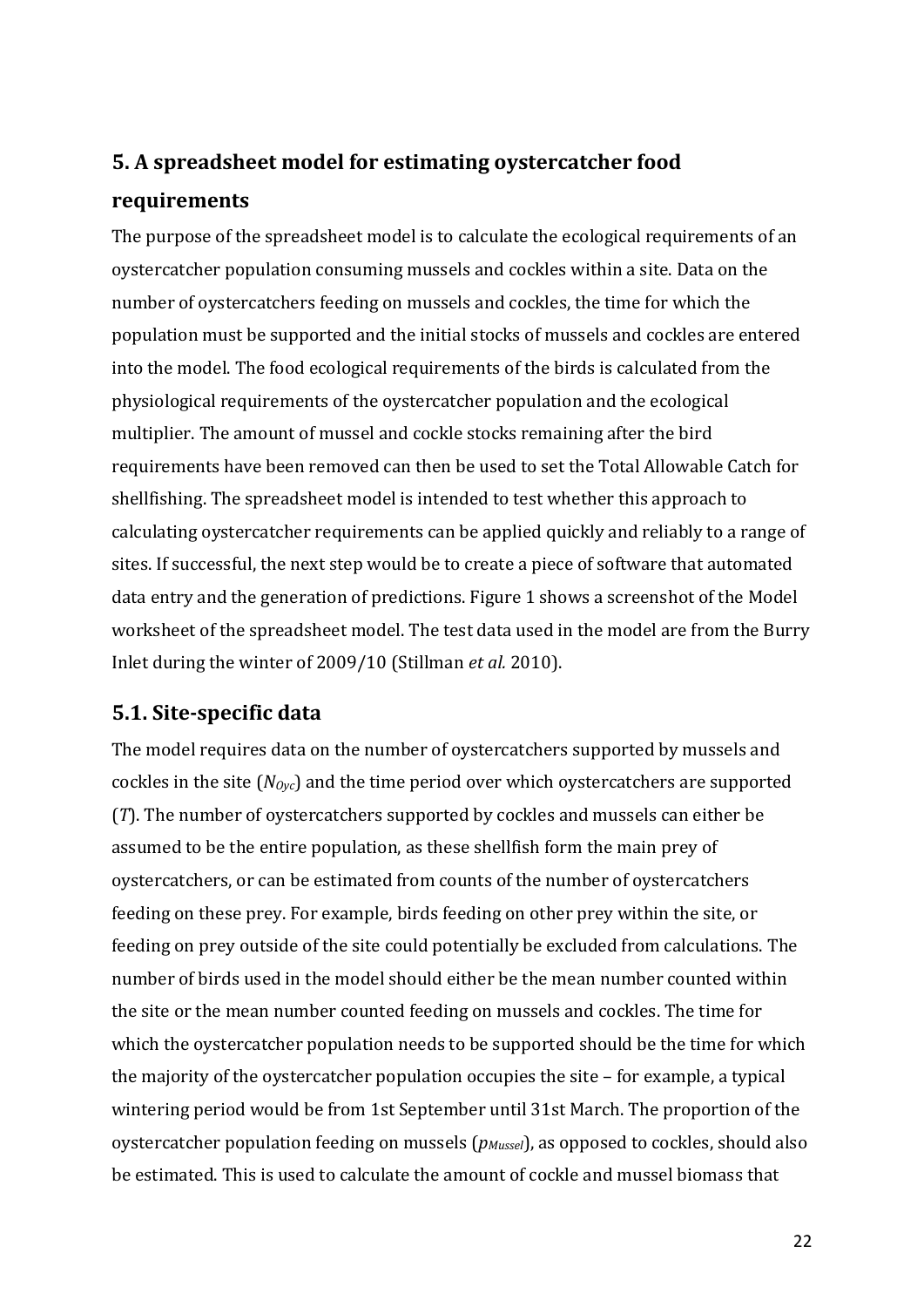## 5. A spreadsheet model for estimating oystercatcher food requirements

The purpose of the spreadsheet model is to calculate the ecological requirements of an oystercatcher population consuming mussels and cockles within a site. Data on the number of oystercatchers feeding on mussels and cockles, the time for which the population must be supported and the initial stocks of mussels and cockles are entered into the model. The food ecological requirements of the birds is calculated from the physiological requirements of the oystercatcher population and the ecological multiplier. The amount of mussel and cockle stocks remaining after the bird requirements have been removed can then be used to set the Total Allowable Catch for shellfishing. The spreadsheet model is intended to test whether this approach to calculating oystercatcher requirements can be applied quickly and reliably to a range of sites. If successful, the next step would be to create a piece of software that automated data entry and the generation of predictions. Figure 1 shows a screenshot of the Model worksheet of the spreadsheet model. The test data used in the model are from the Burry Inlet during the winter of 2009/10 (Stillman *et al.* 2010).

### 5.1. Site-specific data

The model requires data on the number of oystercatchers supported by mussels and cockles in the site ($N_{Oyc}$) and the time period over which oystercatchers are supported ($T$). The number of oystercatchers supported by cockles and mussels can either be assumed to be the entire population, as these shellfish form the main prey of oystercatchers, or can be estimated from counts of the number of oystercatchers feeding on these prey. For example, birds feeding on other prey within the site, or feeding on prey outside of the site could potentially be excluded from calculations. The number of birds used in the model should either be the mean number counted within the site or the mean number counted feeding on mussels and cockles. The time for which the oystercatcher population needs to be supported should be the time for which the majority of the oystercatcher population occupies the site – for example, a typical wintering period would be from 1st September until 31st March. The proportion of the oystercatcher population feeding on mussels ($p_{Mussel}$), as opposed to cockles, should also be estimated. This is used to calculate the amount of cockle and mussel biomass that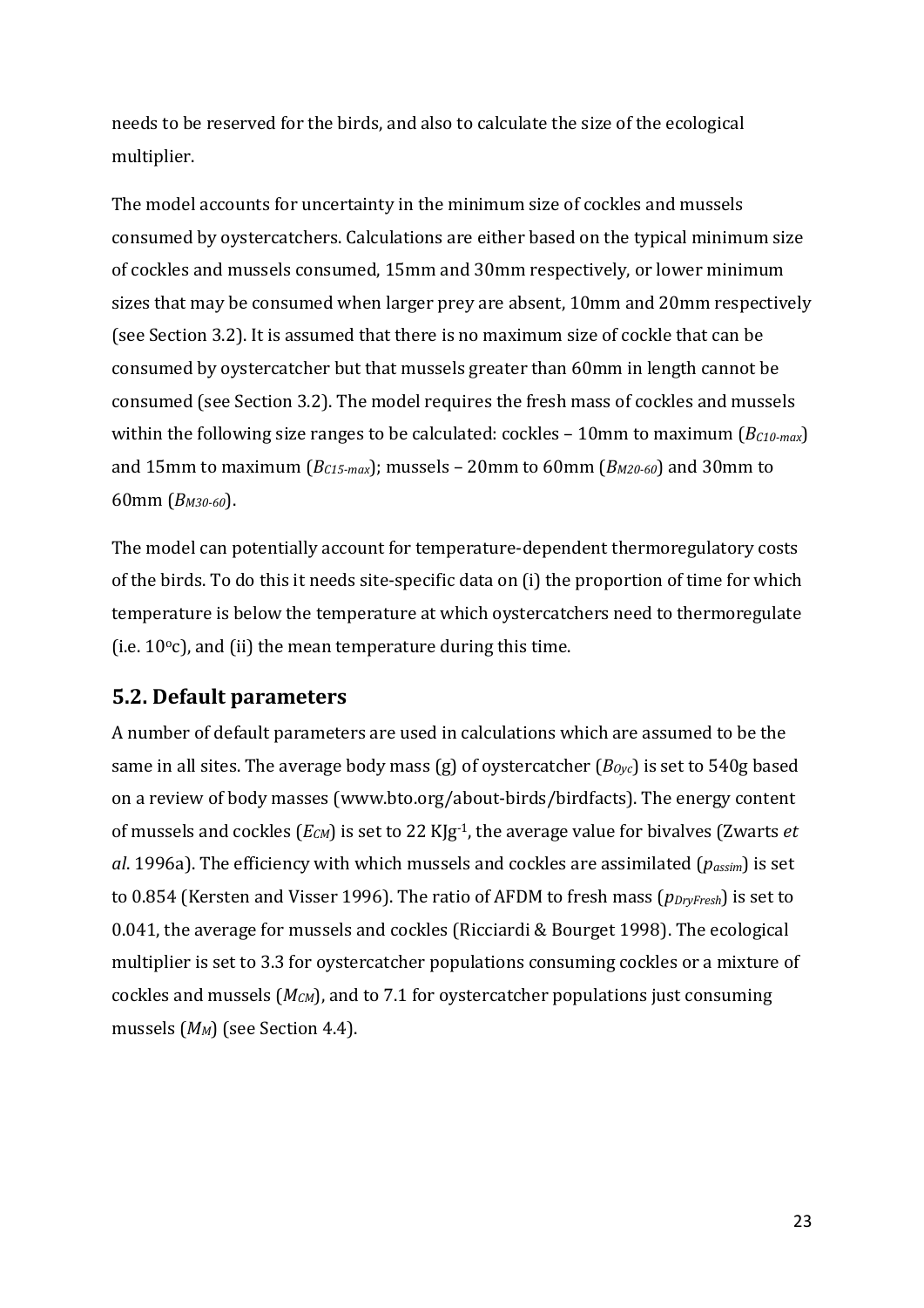needs to be reserved for the birds, and also to calculate the size of the ecological multiplier.

The model accounts for uncertainty in the minimum size of cockles and mussels consumed by oystercatchers. Calculations are either based on the typical minimum size of cockles and mussels consumed, 15mm and 30mm respectively, or lower minimum sizes that may be consumed when larger prey are absent, 10mm and 20mm respectively (see Section 3.2). It is assumed that there is no maximum size of cockle that can be consumed by oystercatcher but that mussels greater than 60mm in length cannot be consumed (see Section 3.2). The model requires the fresh mass of cockles and mussels within the following size ranges to be calculated: cockles – 10mm to maximum ($B_{C10\text{-}max}$) and 15mm to maximum ($B_{C15\text{-}max}$); mussels – 20mm to 60mm ($B_{M20\text{-}60}$) and 30mm to 60mm ($B_{M30\text{-}60}$).

The model can potentially account for temperature-dependent thermoregulatory costs of the birds. To do this it needs site-specific data on (i) the proportion of time for which temperature is below the temperature at which oystercatchers need to thermoregulate (i.e. $10^{o}$c), and (ii) the mean temperature during this time.

## 5.2. Default parameters

A number of default parameters are used in calculations which are assumed to be the same in all sites. The average body mass (g) of oystercatcher ($B_{Oyc}$) is set to 540g based on a review of body masses (www.bto.org/about-birds/birdfacts). The energy content of mussels and cockles ($E_{CM}$) is set to 22 $KJg^{-1}$, the average value for bivalves (Zwarts *et al*. 1996a). The efficiency with which mussels and cockles are assimilated ($p_{assim}$) is set to 0.854 (Kersten and Visser 1996). The ratio of AFDM to fresh mass ($p_{DryFresh}$) is set to 0.041, the average for mussels and cockles (Ricciardi & Bourget 1998). The ecological multiplier is set to 3.3 for oystercatcher populations consuming cockles or a mixture of cockles and mussels ($M_{CM}$), and to 7.1 for oystercatcher populations just consuming mussels ($M_{M}$) (see Section 4.4).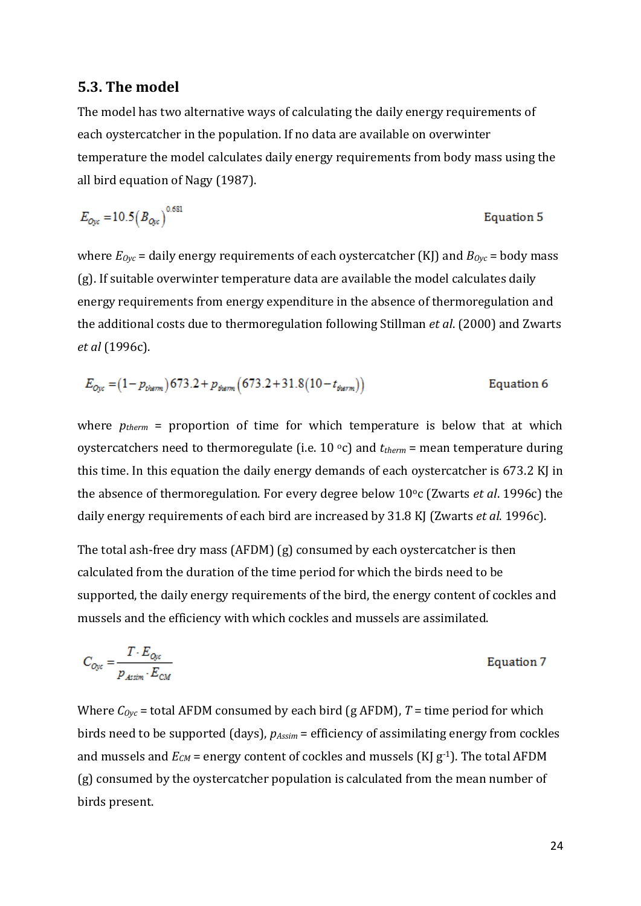## 5.3. The model

The model has two alternative ways of calculating the daily energy requirements of each oystercatcher in the population. If no data are available on overwinter temperature the model calculates daily energy requirements from body mass using the all bird equation of Nagy (1987).

$$E_{Oyc} = 10.5\left(B_{Oyc}\right)^{0.681} \quad \text{Equation 5}$$

where $E_{Oyc}$ = daily energy requirements of each oystercatcher (KJ) and $B_{Oyc}$ = body mass (g). If suitable overwinter temperature data are available the model calculates daily energy requirements from energy expenditure in the absence of thermoregulation and the additional costs due to thermoregulation following Stillman *et al*. (2000) and Zwarts *et al* (1996c).

$$E_{Oyc} = \left(1 - p_{therm}\right)673.2 + p_{therm}\left(673.2 + 31.8\left(10 - t_{therm}\right)\right) \quad \text{Equation 6}$$

where $p_{therm}$ = proportion of time for which temperature is below that at which oystercatchers need to thermoregulate (i.e. 10 °c) and $t_{therm}$ = mean temperature during this time. In this equation the daily energy demands of each oystercatcher is 673.2 KJ in the absence of thermoregulation. For every degree below 10°c (Zwarts *et al*. 1996c) the daily energy requirements of each bird are increased by 31.8 KJ (Zwarts *et al*. 1996c).

The total ash-free dry mass (AFDM) (g) consumed by each oystercatcher is then calculated from the duration of the time period for which the birds need to be supported, the daily energy requirements of the bird, the energy content of cockles and mussels and the efficiency with which cockles and mussels are assimilated.

$$C_{Oyc} = \frac{T \cdot E_{Oyc}}{p_{Assim} \cdot E_{CM}} \quad \text{Equation 7}$$

Where $C_{Oyc}$ = total AFDM consumed by each bird (g AFDM), $T$ = time period for which birds need to be supported (days), $p_{Assim}$ = efficiency of assimilating energy from cockles and mussels and $E_{CM}$ = energy content of cockles and mussels (KJ $g^{-1}$). The total AFDM (g) consumed by the oystercatcher population is calculated from the mean number of birds present.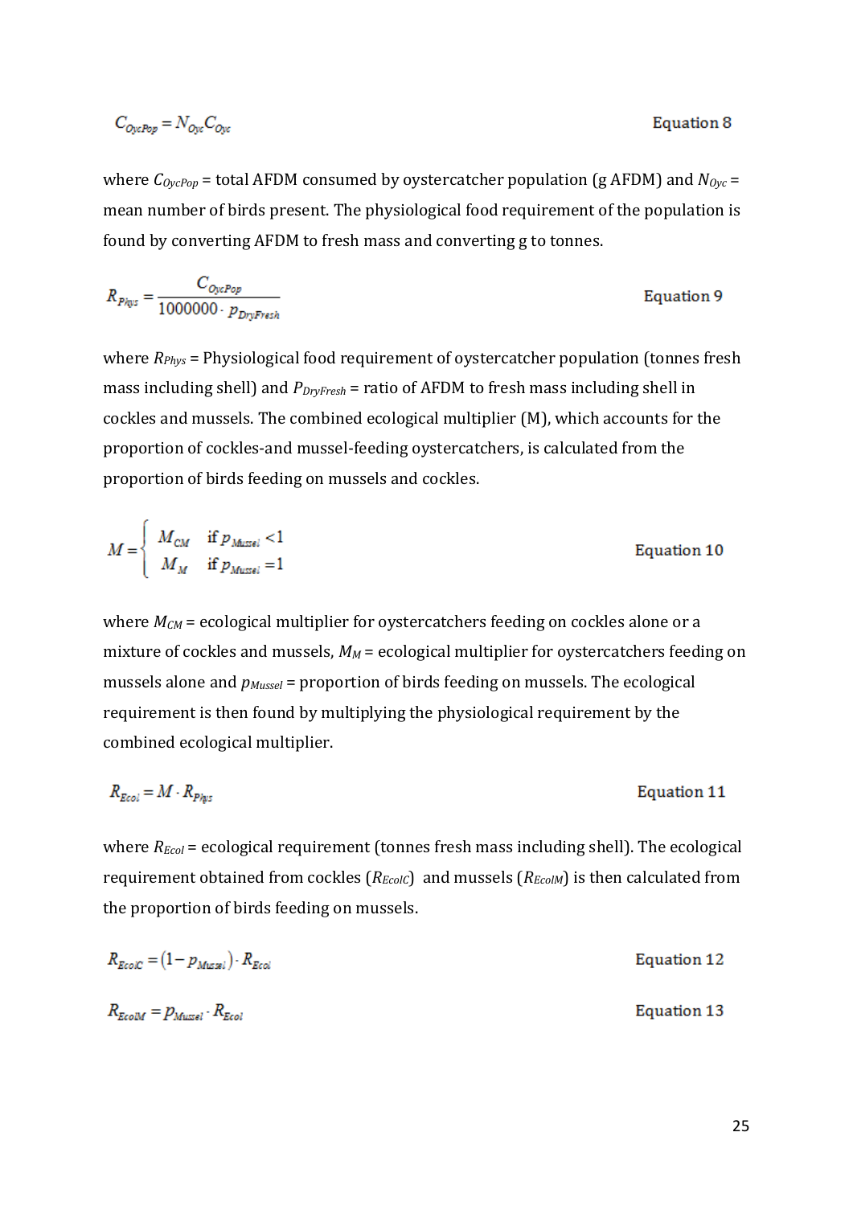$$C_{OycPop} = N_{Oyc} C_{Oyc} \qquad \text{Equation 8}$$

where $C_{OycPop}$ = total AFDM consumed by oystercatcher population (g AFDM) and $N_{Oyc}$ = mean number of birds present. The physiological food requirement of the population is found by converting AFDM to fresh mass and converting g to tonnes.

$$R_{Phys} = \frac{C_{OycPop}}{1000000 \cdot p_{DryFresh}} \qquad \text{Equation 9}$$

where $R_{Phys}$ = Physiological food requirement of oystercatcher population (tonnes fresh mass including shell) and $P_{DryFresh}$ = ratio of AFDM to fresh mass including shell in cockles and mussels. The combined ecological multiplier (M), which accounts for the proportion of cockles-and mussel-feeding oystercatchers, is calculated from the proportion of birds feeding on mussels and cockles.

$$M = \begin{cases} M_{CM} & \text{if } p_{Mussel} < 1 \\ M_{M} & \text{if } p_{Mussel} = 1 \end{cases} \qquad \text{Equation 10}$$

where $M_{CM}$ = ecological multiplier for oystercatchers feeding on cockles alone or a mixture of cockles and mussels, $M_M$ = ecological multiplier for oystercatchers feeding on mussels alone and $p_{Mussel}$ = proportion of birds feeding on mussels. The ecological requirement is then found by multiplying the physiological requirement by the combined ecological multiplier.

$$R_{Ecol} = M \cdot R_{Phys} \qquad \text{Equation 11}$$

where $R_{Ecol}$ = ecological requirement (tonnes fresh mass including shell). The ecological requirement obtained from cockles ($R_{EcolC}$) and mussels ($R_{EcolM}$) is then calculated from the proportion of birds feeding on mussels.

$$R_{EcolC} = (1 - p_{Mussel}) \cdot R_{Ecol} \qquad \text{Equation 12}$$

$$R_{EcolM} = p_{Mussel} \cdot R_{Ecol} \qquad \text{Equation 13}$$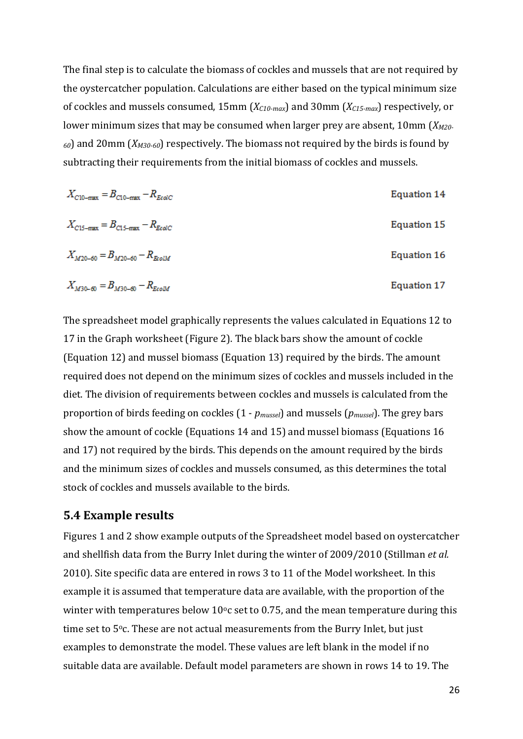The final step is to calculate the biomass of cockles and mussels that are not required by the oystercatcher population. Calculations are either based on the typical minimum size of cockles and mussels consumed, 15mm ($X_{C10-max}$) and 30mm ($X_{C15-max}$) respectively, or lower minimum sizes that may be consumed when larger prey are absent, 10mm ($X_{M20-60}$) and 20mm ($X_{M30-60}$) respectively. The biomass not required by the birds is found by subtracting their requirements from the initial biomass of cockles and mussels.

$$X_{C10-max} = B_{C10-max} - R_{EcolC} \quad \text{Equation 14}$$

$$X_{C15-max} = B_{C15-max} - R_{EcolC} \quad \text{Equation 15}$$

$$X_{M20-60} = B_{M20-60} - R_{EcolM} \quad \text{Equation 16}$$

$$X_{M30-60} = B_{M30-60} - R_{EcolM} \quad \text{Equation 17}$$

The spreadsheet model graphically represents the values calculated in Equations 12 to 17 in the Graph worksheet (Figure 2). The black bars show the amount of cockle (Equation 12) and mussel biomass (Equation 13) required by the birds. The amount required does not depend on the minimum sizes of cockles and mussels included in the diet. The division of requirements between cockles and mussels is calculated from the proportion of birds feeding on cockles ($1 - p_{mussel}$) and mussels ($p_{mussel}$). The grey bars show the amount of cockle (Equations 14 and 15) and mussel biomass (Equations 16 and 17) not required by the birds. This depends on the amount required by the birds and the minimum sizes of cockles and mussels consumed, as this determines the total stock of cockles and mussels available to the birds.

## 5.4 Example results

Figures 1 and 2 show example outputs of the Spreadsheet model based on oystercatcher and shellfish data from the Burry Inlet during the winter of 2009/2010 (Stillman *et al.* 2010). Site specific data are entered in rows 3 to 11 of the Model worksheet. In this example it is assumed that temperature data are available, with the proportion of the winter with temperatures below 10°c set to 0.75, and the mean temperature during this time set to 5°c. These are not actual measurements from the Burry Inlet, but just examples to demonstrate the model. These values are left blank in the model if no suitable data are available. Default model parameters are shown in rows 14 to 19. The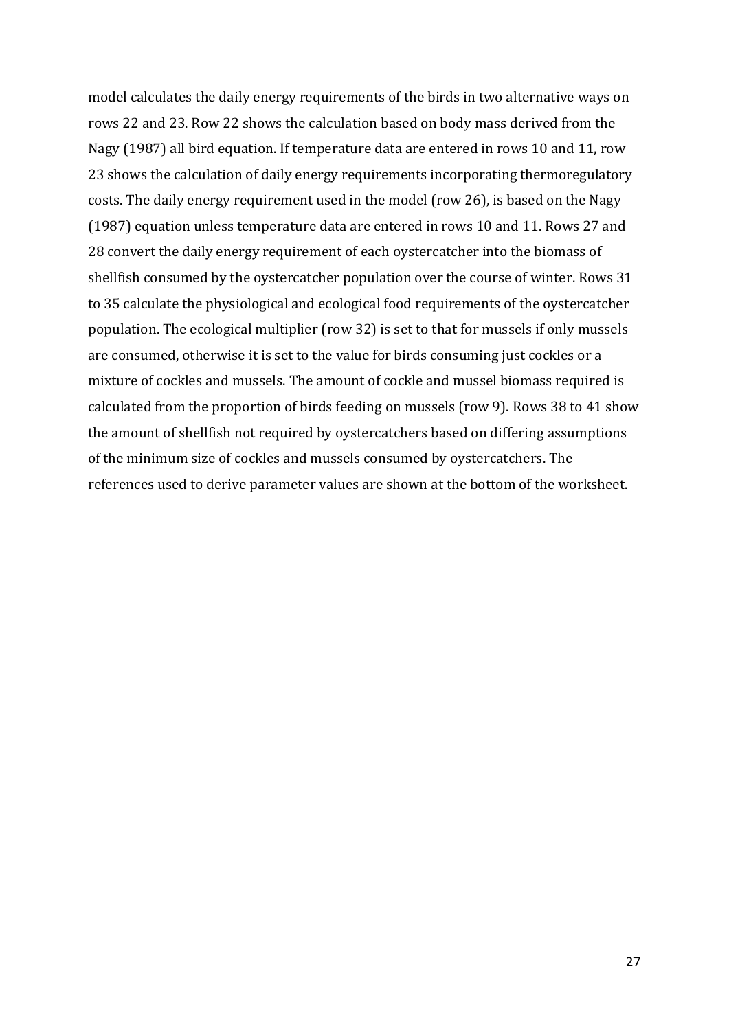model calculates the daily energy requirements of the birds in two alternative ways on rows 22 and 23. Row 22 shows the calculation based on body mass derived from the Nagy (1987) all bird equation. If temperature data are entered in rows 10 and 11, row 23 shows the calculation of daily energy requirements incorporating thermoregulatory costs. The daily energy requirement used in the model (row 26), is based on the Nagy (1987) equation unless temperature data are entered in rows 10 and 11. Rows 27 and 28 convert the daily energy requirement of each oystercatcher into the biomass of shellfish consumed by the oystercatcher population over the course of winter. Rows 31 to 35 calculate the physiological and ecological food requirements of the oystercatcher population. The ecological multiplier (row 32) is set to that for mussels if only mussels are consumed, otherwise it is set to the value for birds consuming just cockles or a mixture of cockles and mussels. The amount of cockle and mussel biomass required is calculated from the proportion of birds feeding on mussels (row 9). Rows 38 to 41 show the amount of shellfish not required by oystercatchers based on differing assumptions of the minimum size of cockles and mussels consumed by oystercatchers. The references used to derive parameter values are shown at the bottom of the worksheet.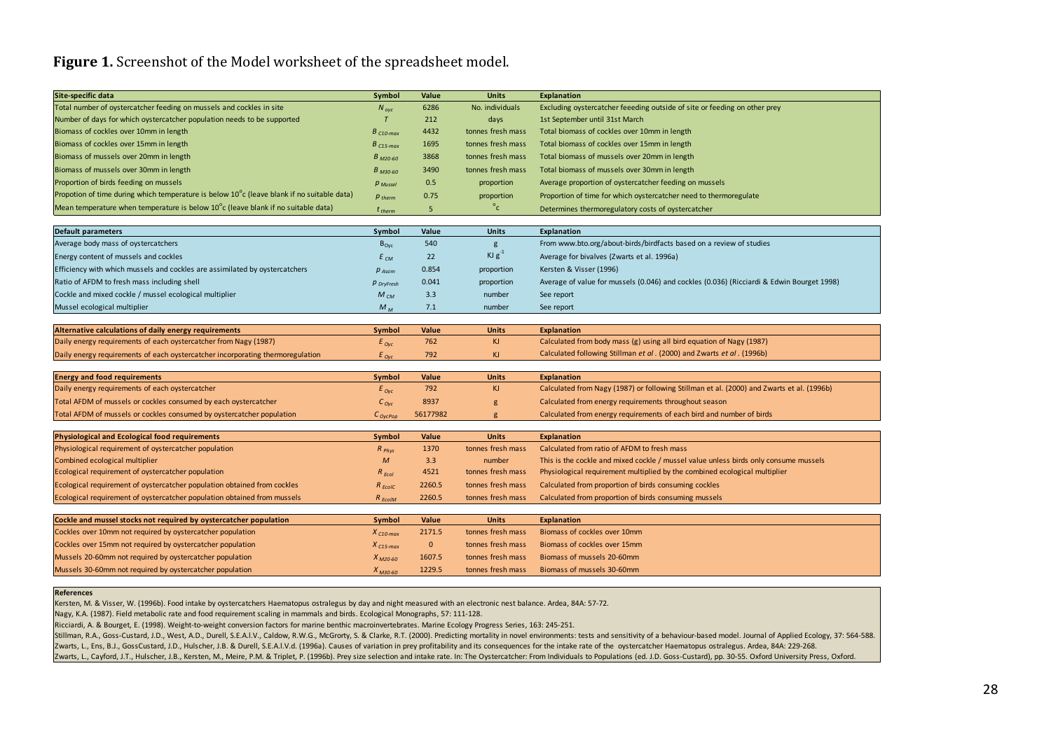**Figure 1.** Screenshot of the Model worksheet of the spreadsheet model.

| Site-specific data | Symbol | Value | Units | Explanation |
|---|---|---|---|---|
| Total number of oystercatcher feeding on mussels and cockles in site | $N_{oyc}$ | 6286 | No. individuals | Excluding oystercatcher feeeding outside of site or feeding on other prey |
| Number of days for which oystercatcher population needs to be supported | $T$ | 212 | days | 1st September until 31st March |
| Biomass of cockles over 10mm in length | $B_{C10\text{-}max}$ | 4432 | tonnes fresh mass | Total biomass of cockles over 10mm in length |
| Biomass of cockles over 15mm in length | $B_{C15\text{-}max}$ | 1695 | tonnes fresh mass | Total biomass of cockles over 15mm in length |
| Biomass of mussels over 20mm in length | $B_{M20\text{-}60}$ | 3868 | tonnes fresh mass | Total biomass of mussels over 20mm in length |
| Biomass of mussels over 30mm in length | $B_{M30\text{-}60}$ | 3490 | tonnes fresh mass | Total biomass of mussels over 30mm in length |
| Proportion of birds feeding on mussels | $p_{Mussel}$ | 0.5 | proportion | Average proportion of oystercatcher feeding on mussels |
| Propotion of time during which temperature is below 10°c (leave blank if no suitable data) | $p_{therm}$ | 0.75 | proportion | Proportion of time for which oystercatcher need to thermoregulate |
| Mean temperature when temperature is below 10°c (leave blank if no suitable data) | $t_{therm}$ | 5 | °c | Determines thermoregulatory costs of oystercatcher |

| Default parameters | Symbol | Value | Units | Explanation |
|---|---|---|---|---|
| Average body mass of oystercatchers | $B_{Oyc}$ | 540 | g | From www.bto.org/about-birds/birdfacts based on a review of studies |
| Energy content of mussels and cockles | $E_{CM}$ | 22 | $KJ\ g^{-1}$ | Average for bivalves (Zwarts et al. 1996a) |
| Efficiency with which mussels and cockles are assimilated by oystercatchers | $p_{Assim}$ | 0.854 | proportion | Kersten & Visser (1996) |
| Ratio of AFDM to fresh mass including shell | $p_{DryFresh}$ | 0.041 | proportion | Average of value for mussels (0.046) and cockles (0.036) (Ricciardi & Edwin Bourget 1998) |
| Cockle and mixed cockle / mussel ecological multiplier | $M_{CM}$ | 3.3 | number | See report |
| Mussel ecological multiplier | $M_{M}$ | 7.1 | number | See report |

| Alternative calculations of daily energy requirements | Symbol | Value | Units | Explanation |
|---|---|---|---|---|
| Daily energy requirements of each oystercatcher from Nagy (1987) | $E_{Oyc}$ | 762 | KJ | Calculated from body mass (g) using all bird equation of Nagy (1987) |
| Daily energy requirements of each oystercatcher incorporating thermoregulation | $E_{Oyc}$ | 792 | KJ | Calculated following Stillman *et al*. (2000) and Zwarts *et al*. (1996b) |

| Energy and food requirements | Symbol | Value | Units | Explanation |
|---|---|---|---|---|
| Daily energy requirements of each oystercatcher | $E_{Oyc}$ | 792 | KJ | Calculated from Nagy (1987) or following Stillman et al. (2000) and Zwarts et al. (1996b) |
| Total AFDM of mussels or cockles consumed by each oystercatcher | $C_{Oyc}$ | 8937 | g | Calculated from energy requirements throughout season |
| Total AFDM of mussels or cockles consumed by oystercatcher population | $C_{OycPop}$ | 56177982 | g | Calculated from energy requirements of each bird and number of birds |

| Physiological and Ecological food requirements | Symbol | Value | Units | Explanation |
|---|---|---|---|---|
| Physiological requirement of oystercatcher population | $R_{Phys}$ | 1370 | tonnes fresh mass | Calculated from ratio of AFDM to fresh mass |
| Combined ecological multiplier | $M$ | 3.3 | number | This is the cockle and mixed cockle / mussel value unless birds only consume mussels |
| Ecological requirement of oystercatcher population | $R_{Ecol}$ | 4521 | tonnes fresh mass | Physiological requirement multiplied by the combined ecological multiplier |
| Ecological requirement of oystercatcher population obtained from cockles | $R_{EcolC}$ | 2260.5 | tonnes fresh mass | Calculated from proportion of birds consuming cockles |
| Ecological requirement of oystercatcher population obtained from mussels | $R_{EcolM}$ | 2260.5 | tonnes fresh mass | Calculated from proportion of birds consuming mussels |

| Cockle and mussel stocks not required by oystercatcher population | Symbol | Value | Units | Explanation |
|---|---|---|---|---|
| Cockles over 10mm not required by oystercatcher population | $X_{C10\text{-}max}$ | 2171.5 | tonnes fresh mass | Biomass of cockles over 10mm |
| Cockles over 15mm not required by oystercatcher population | $X_{C15\text{-}max}$ | 0 | tonnes fresh mass | Biomass of cockles over 15mm |
| Mussels 20-60mm not required by oystercatcher population | $X_{M20\text{-}60}$ | 1607.5 | tonnes fresh mass | Biomass of mussels 20-60mm |
| Mussels 30-60mm not required by oystercatcher population | $X_{M30\text{-}60}$ | 1229.5 | tonnes fresh mass | Biomass of mussels 30-60mm |

**References**

Kersten, M. & Visser, W. (1996b). Food intake by oystercatchers Haematopus ostralegus by day and night measured with an electronic nest balance. Ardea, 84A: 57-72.

Nagy, K.A. (1987). Field metabolic rate and food requirement scaling in mammals and birds. Ecological Monographs, 57: 111-128.

Ricciardi, A. & Bourget, E. (1998). Weight-to-weight conversion factors for marine benthic macroinvertebrates. Marine Ecology Progress Series, 163: 245-251.

Stillman, R.A., Goss-Custard, J.D., West, A.D., Durell, S.E.A.l.V., Caldow, R.W.G., McGrorty, S. & Clarke, R.T. (2000). Predicting mortality in novel environments: tests and sensitivity of a behaviour-based model. Journal of Applied Ecology, 37: 564-588.

Zwarts, L., Ens, B.J., GossCustard, J.D., Hulscher, J.B. & Durell, S.E.A.l.V.d. (1996a). Causes of variation in prey profitability and its consequences for the intake rate of the oystercatcher Haematopus ostralegus. Ardea, 84A: 229-268.

Zwarts, L., Cayford, J.T., Hulscher, J.B., Kersten, M., Meire, P.M. & Triplet, P. (1996b). Prey size selection and intake rate. In: The Oystercatcher: From Individuals to Populations (ed. J.D. Goss-Custard), pp. 30-55. Oxford University Press, Oxford.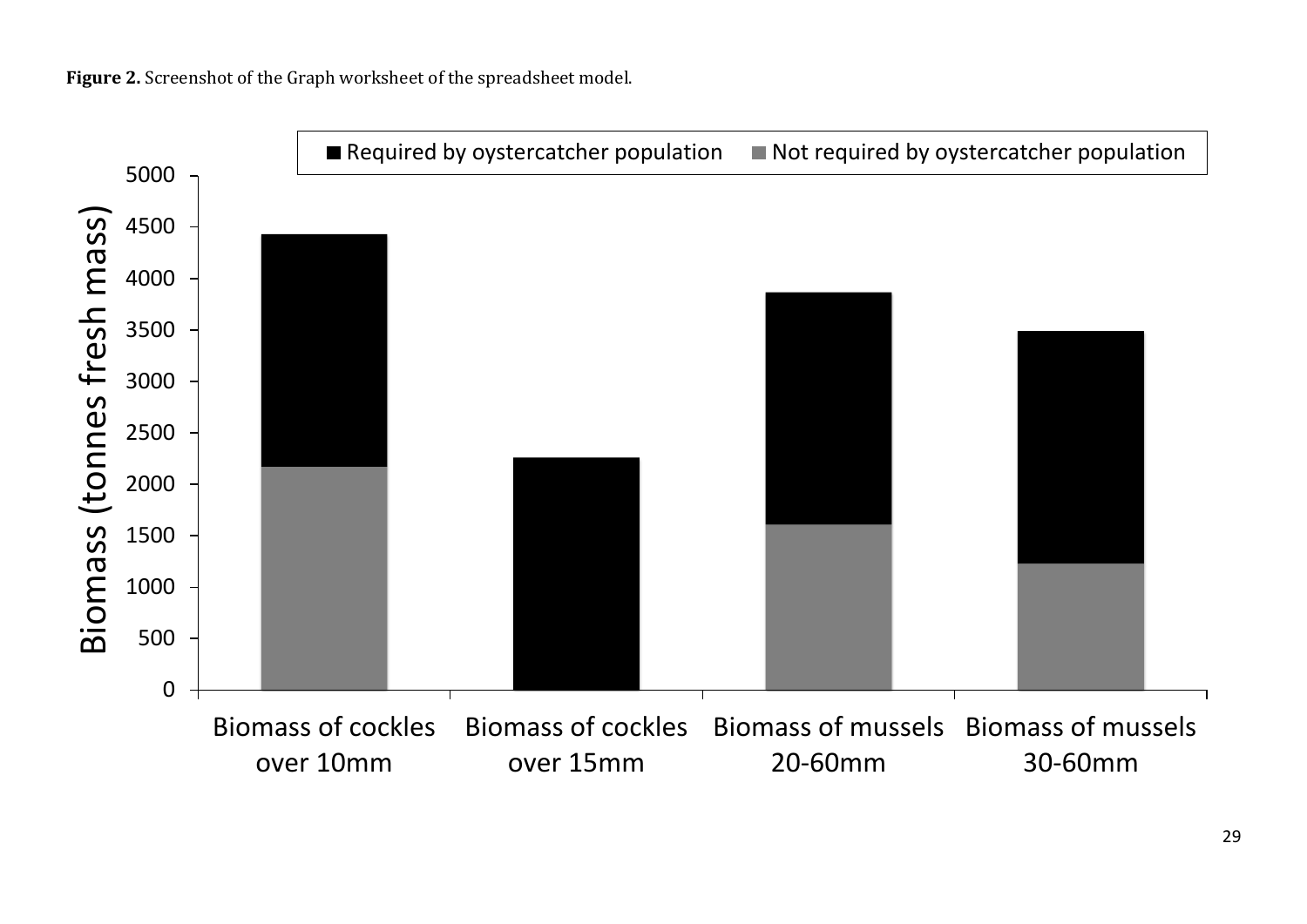**Figure 2.** Screenshot of the Graph worksheet of the spreadsheet model.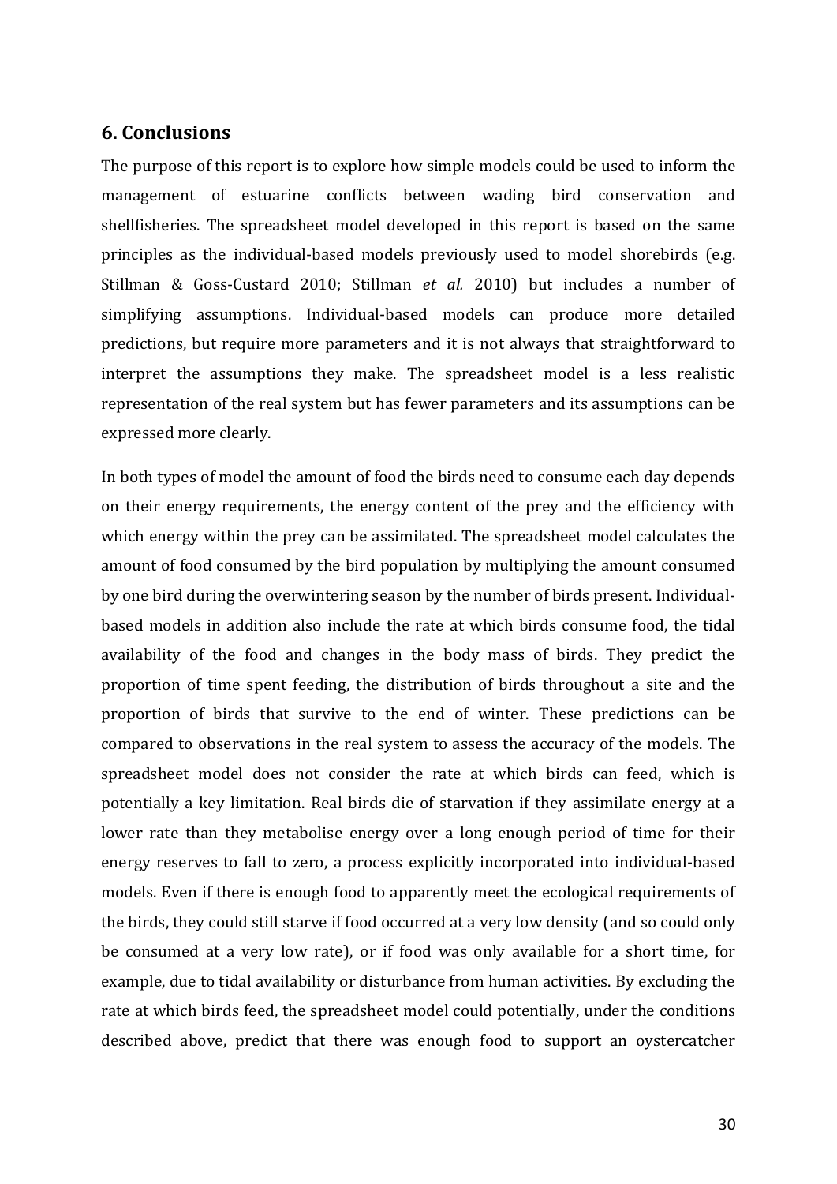## 6. Conclusions

The purpose of this report is to explore how simple models could be used to inform the management of estuarine conflicts between wading bird conservation and shellfisheries. The spreadsheet model developed in this report is based on the same principles as the individual-based models previously used to model shorebirds (e.g. Stillman & Goss-Custard 2010; Stillman *et al.* 2010) but includes a number of simplifying assumptions. Individual-based models can produce more detailed predictions, but require more parameters and it is not always that straightforward to interpret the assumptions they make. The spreadsheet model is a less realistic representation of the real system but has fewer parameters and its assumptions can be expressed more clearly.

In both types of model the amount of food the birds need to consume each day depends on their energy requirements, the energy content of the prey and the efficiency with which energy within the prey can be assimilated. The spreadsheet model calculates the amount of food consumed by the bird population by multiplying the amount consumed by one bird during the overwintering season by the number of birds present. Individual-based models in addition also include the rate at which birds consume food, the tidal availability of the food and changes in the body mass of birds. They predict the proportion of time spent feeding, the distribution of birds throughout a site and the proportion of birds that survive to the end of winter. These predictions can be compared to observations in the real system to assess the accuracy of the models. The spreadsheet model does not consider the rate at which birds can feed, which is potentially a key limitation. Real birds die of starvation if they assimilate energy at a lower rate than they metabolise energy over a long enough period of time for their energy reserves to fall to zero, a process explicitly incorporated into individual-based models. Even if there is enough food to apparently meet the ecological requirements of the birds, they could still starve if food occurred at a very low density (and so could only be consumed at a very low rate), or if food was only available for a short time, for example, due to tidal availability or disturbance from human activities. By excluding the rate at which birds feed, the spreadsheet model could potentially, under the conditions described above, predict that there was enough food to support an oystercatcher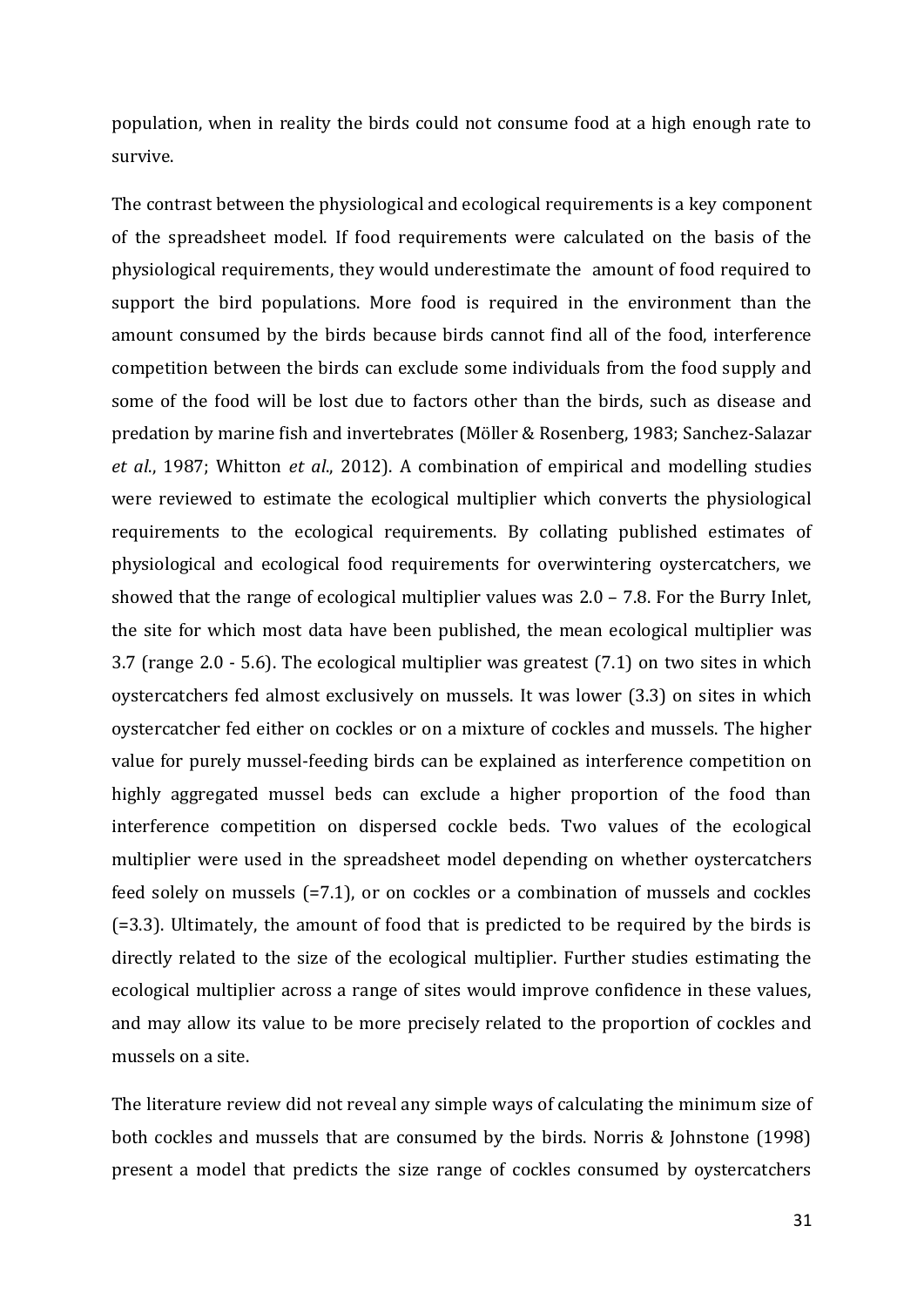population, when in reality the birds could not consume food at a high enough rate to survive.

The contrast between the physiological and ecological requirements is a key component of the spreadsheet model. If food requirements were calculated on the basis of the physiological requirements, they would underestimate the amount of food required to support the bird populations. More food is required in the environment than the amount consumed by the birds because birds cannot find all of the food, interference competition between the birds can exclude some individuals from the food supply and some of the food will be lost due to factors other than the birds, such as disease and predation by marine fish and invertebrates (Möller & Rosenberg, 1983; Sanchez-Salazar *et al*., 1987; Whitton *et al*., 2012). A combination of empirical and modelling studies were reviewed to estimate the ecological multiplier which converts the physiological requirements to the ecological requirements. By collating published estimates of physiological and ecological food requirements for overwintering oystercatchers, we showed that the range of ecological multiplier values was 2.0 – 7.8. For the Burry Inlet, the site for which most data have been published, the mean ecological multiplier was 3.7 (range 2.0 - 5.6). The ecological multiplier was greatest (7.1) on two sites in which oystercatchers fed almost exclusively on mussels. It was lower (3.3) on sites in which oystercatcher fed either on cockles or on a mixture of cockles and mussels. The higher value for purely mussel-feeding birds can be explained as interference competition on highly aggregated mussel beds can exclude a higher proportion of the food than interference competition on dispersed cockle beds. Two values of the ecological multiplier were used in the spreadsheet model depending on whether oystercatchers feed solely on mussels (=7.1), or on cockles or a combination of mussels and cockles (=3.3). Ultimately, the amount of food that is predicted to be required by the birds is directly related to the size of the ecological multiplier. Further studies estimating the ecological multiplier across a range of sites would improve confidence in these values, and may allow its value to be more precisely related to the proportion of cockles and mussels on a site.

The literature review did not reveal any simple ways of calculating the minimum size of both cockles and mussels that are consumed by the birds. Norris & Johnstone (1998) present a model that predicts the size range of cockles consumed by oystercatchers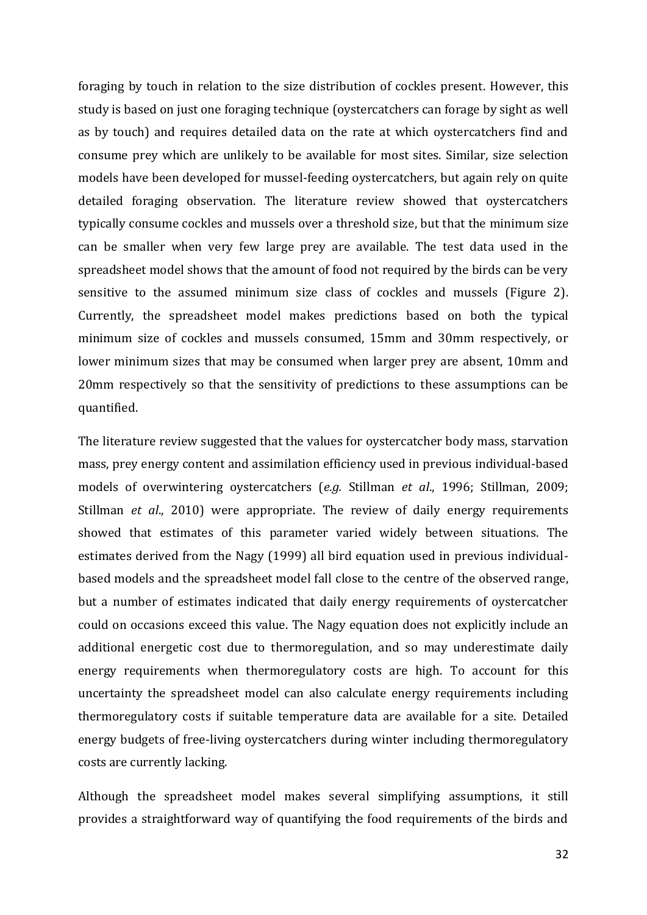foraging by touch in relation to the size distribution of cockles present. However, this study is based on just one foraging technique (oystercatchers can forage by sight as well as by touch) and requires detailed data on the rate at which oystercatchers find and consume prey which are unlikely to be available for most sites. Similar, size selection models have been developed for mussel-feeding oystercatchers, but again rely on quite detailed foraging observation. The literature review showed that oystercatchers typically consume cockles and mussels over a threshold size, but that the minimum size can be smaller when very few large prey are available. The test data used in the spreadsheet model shows that the amount of food not required by the birds can be very sensitive to the assumed minimum size class of cockles and mussels (Figure 2). Currently, the spreadsheet model makes predictions based on both the typical minimum size of cockles and mussels consumed, 15mm and 30mm respectively, or lower minimum sizes that may be consumed when larger prey are absent, 10mm and 20mm respectively so that the sensitivity of predictions to these assumptions can be quantified.

The literature review suggested that the values for oystercatcher body mass, starvation mass, prey energy content and assimilation efficiency used in previous individual-based models of overwintering oystercatchers (*e.g.* Stillman *et al*., 1996; Stillman, 2009; Stillman *et al*., 2010) were appropriate. The review of daily energy requirements showed that estimates of this parameter varied widely between situations. The estimates derived from the Nagy (1999) all bird equation used in previous individual-based models and the spreadsheet model fall close to the centre of the observed range, but a number of estimates indicated that daily energy requirements of oystercatcher could on occasions exceed this value. The Nagy equation does not explicitly include an additional energetic cost due to thermoregulation, and so may underestimate daily energy requirements when thermoregulatory costs are high. To account for this uncertainty the spreadsheet model can also calculate energy requirements including thermoregulatory costs if suitable temperature data are available for a site. Detailed energy budgets of free-living oystercatchers during winter including thermoregulatory costs are currently lacking.

Although the spreadsheet model makes several simplifying assumptions, it still provides a straightforward way of quantifying the food requirements of the birds and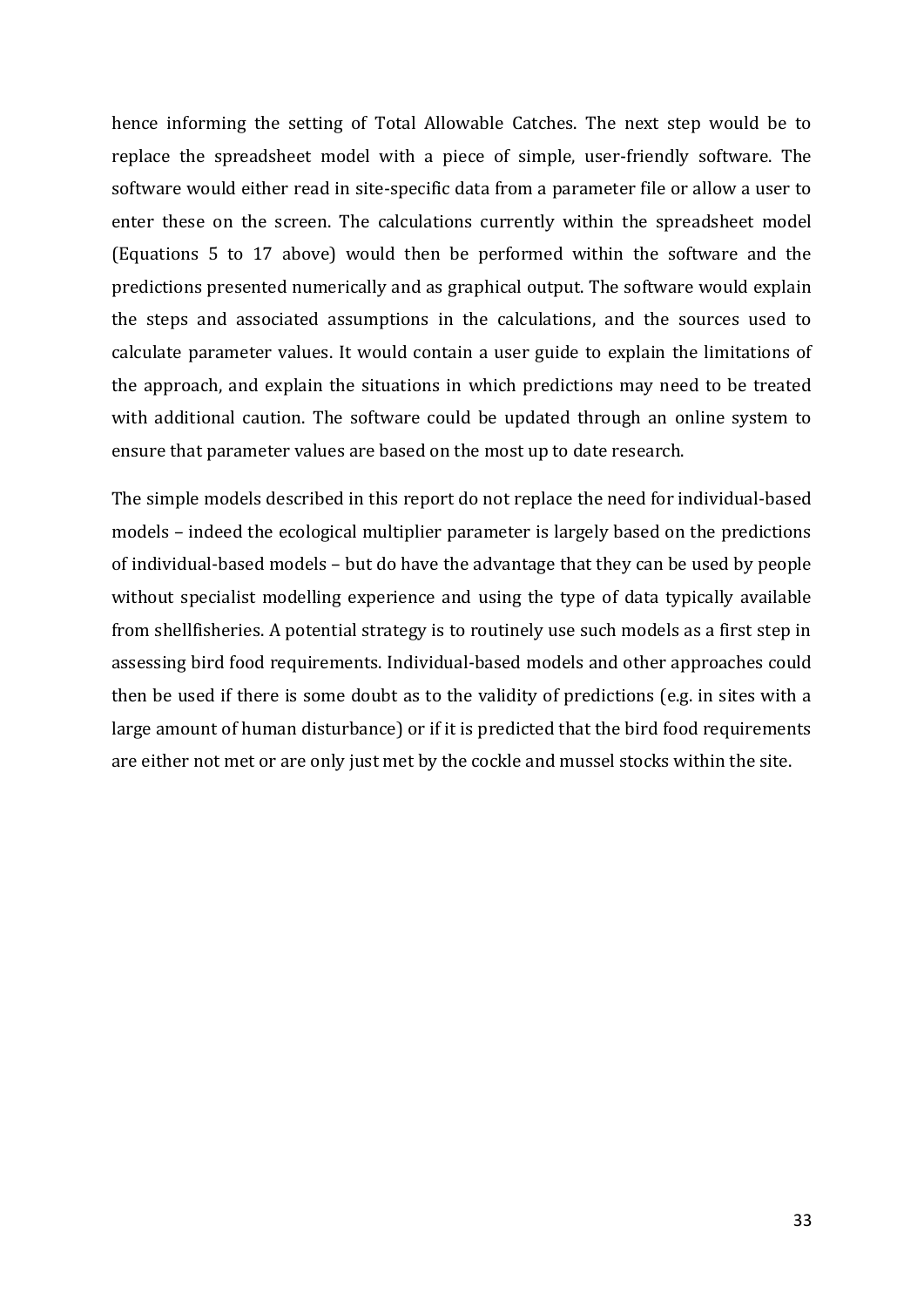hence informing the setting of Total Allowable Catches. The next step would be to replace the spreadsheet model with a piece of simple, user-friendly software. The software would either read in site-specific data from a parameter file or allow a user to enter these on the screen. The calculations currently within the spreadsheet model (Equations 5 to 17 above) would then be performed within the software and the predictions presented numerically and as graphical output. The software would explain the steps and associated assumptions in the calculations, and the sources used to calculate parameter values. It would contain a user guide to explain the limitations of the approach, and explain the situations in which predictions may need to be treated with additional caution. The software could be updated through an online system to ensure that parameter values are based on the most up to date research.

The simple models described in this report do not replace the need for individual-based models – indeed the ecological multiplier parameter is largely based on the predictions of individual-based models – but do have the advantage that they can be used by people without specialist modelling experience and using the type of data typically available from shellfisheries. A potential strategy is to routinely use such models as a first step in assessing bird food requirements. Individual-based models and other approaches could then be used if there is some doubt as to the validity of predictions (e.g. in sites with a large amount of human disturbance) or if it is predicted that the bird food requirements are either not met or are only just met by the cockle and mussel stocks within the site.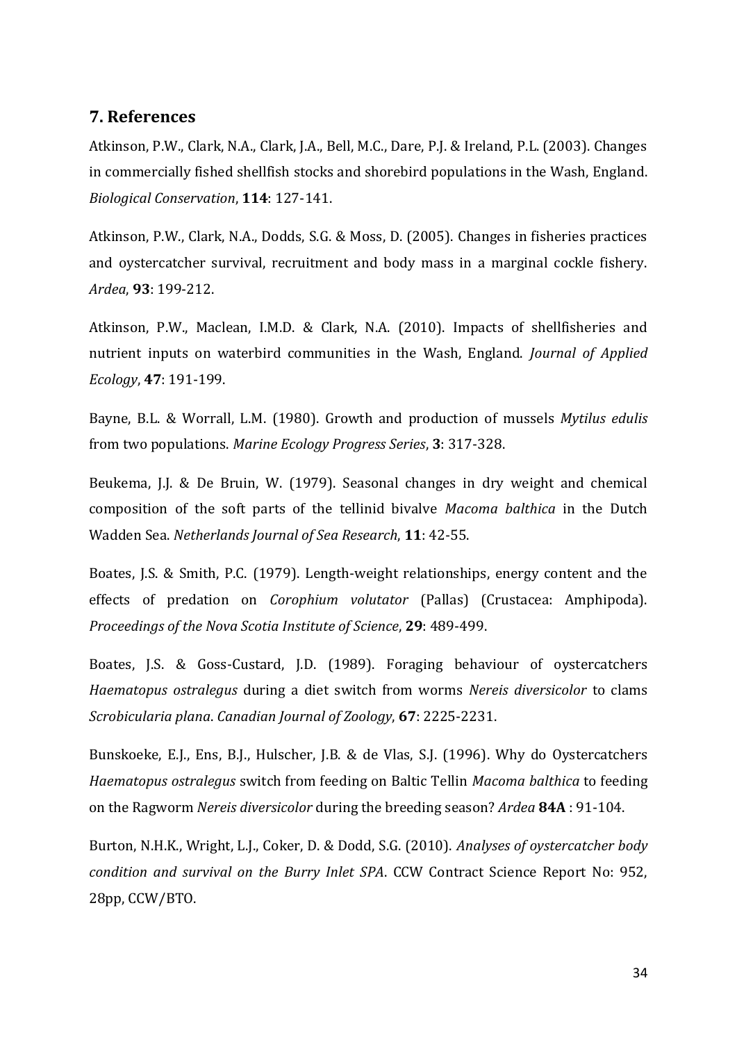## 7. References

Atkinson, P.W., Clark, N.A., Clark, J.A., Bell, M.C., Dare, P.J. & Ireland, P.L. (2003). Changes in commercially fished shellfish stocks and shorebird populations in the Wash, England. *Biological Conservation*, **114**: 127-141.

Atkinson, P.W., Clark, N.A., Dodds, S.G. & Moss, D. (2005). Changes in fisheries practices and oystercatcher survival, recruitment and body mass in a marginal cockle fishery. *Ardea*, **93**: 199-212.

Atkinson, P.W., Maclean, I.M.D. & Clark, N.A. (2010). Impacts of shellfisheries and nutrient inputs on waterbird communities in the Wash, England. *Journal of Applied Ecology*, **47**: 191-199.

Bayne, B.L. & Worrall, L.M. (1980). Growth and production of mussels *Mytilus edulis* from two populations. *Marine Ecology Progress Series*, **3**: 317-328.

Beukema, J.J. & De Bruin, W. (1979). Seasonal changes in dry weight and chemical composition of the soft parts of the tellinid bivalve *Macoma balthica* in the Dutch Wadden Sea. *Netherlands Journal of Sea Research*, **11**: 42-55.

Boates, J.S. & Smith, P.C. (1979). Length-weight relationships, energy content and the effects of predation on *Corophium volutator* (Pallas) (Crustacea: Amphipoda). *Proceedings of the Nova Scotia Institute of Science*, **29**: 489-499.

Boates, J.S. & Goss-Custard, J.D. (1989). Foraging behaviour of oystercatchers *Haematopus ostralegus* during a diet switch from worms *Nereis diversicolor* to clams *Scrobicularia plana*. *Canadian Journal of Zoology*, **67**: 2225-2231.

Bunskoeke, E.J., Ens, B.J., Hulscher, J.B. & de Vlas, S.J. (1996). Why do Oystercatchers *Haematopus ostralegus* switch from feeding on Baltic Tellin *Macoma balthica* to feeding on the Ragworm *Nereis diversicolor* during the breeding season? *Ardea* **84A** : 91-104.

Burton, N.H.K., Wright, L.J., Coker, D. & Dodd, S.G. (2010). *Analyses of oystercatcher body condition and survival on the Burry Inlet SPA*. CCW Contract Science Report No: 952, 28pp, CCW/BTO.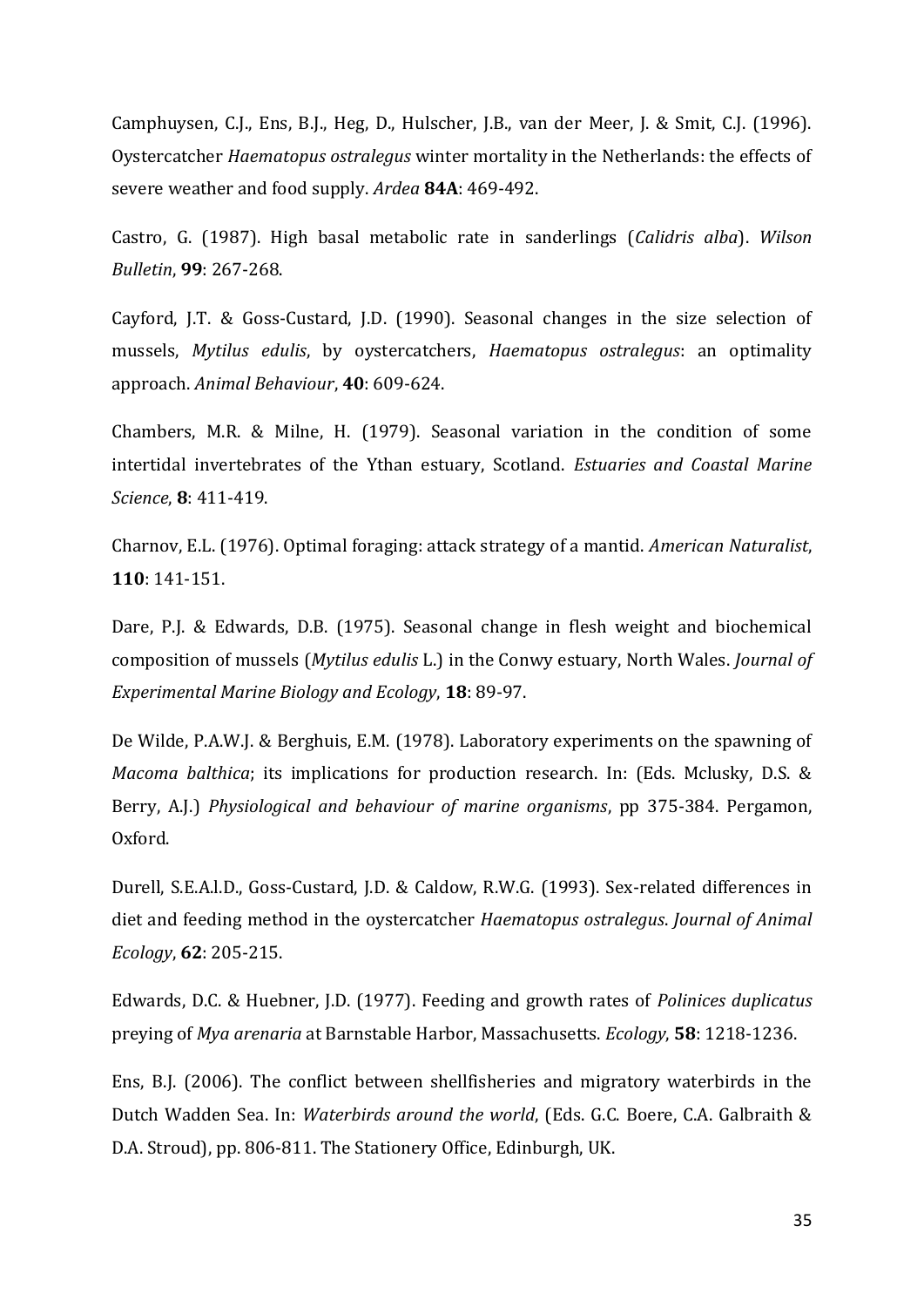Camphuysen, C.J., Ens, B.J., Heg, D., Hulscher, J.B., van der Meer, J. & Smit, C.J. (1996). Oystercatcher *Haematopus ostralegus* winter mortality in the Netherlands: the effects of severe weather and food supply. *Ardea* **84A**: 469-492.

Castro, G. (1987). High basal metabolic rate in sanderlings (*Calidris alba*). *Wilson Bulletin*, **99**: 267-268.

Cayford, J.T. & Goss-Custard, J.D. (1990). Seasonal changes in the size selection of mussels, *Mytilus edulis*, by oystercatchers, *Haematopus ostralegus*: an optimality approach. *Animal Behaviour*, **40**: 609-624.

Chambers, M.R. & Milne, H. (1979). Seasonal variation in the condition of some intertidal invertebrates of the Ythan estuary, Scotland. *Estuaries and Coastal Marine Science*, **8**: 411-419.

Charnov, E.L. (1976). Optimal foraging: attack strategy of a mantid. *American Naturalist*, **110**: 141-151.

Dare, P.J. & Edwards, D.B. (1975). Seasonal change in flesh weight and biochemical composition of mussels (*Mytilus edulis* L.) in the Conwy estuary, North Wales. *Journal of Experimental Marine Biology and Ecology*, **18**: 89-97.

De Wilde, P.A.W.J. & Berghuis, E.M. (1978). Laboratory experiments on the spawning of *Macoma balthica*; its implications for production research. In: (Eds. Mclusky, D.S. & Berry, A.J.) *Physiological and behaviour of marine organisms*, pp 375-384. Pergamon, Oxford.

Durell, S.E.A.l.D., Goss-Custard, J.D. & Caldow, R.W.G. (1993). Sex-related differences in diet and feeding method in the oystercatcher *Haematopus ostralegus*. *Journal of Animal Ecology*, **62**: 205-215.

Edwards, D.C. & Huebner, J.D. (1977). Feeding and growth rates of *Polinices duplicatus* preying of *Mya arenaria* at Barnstable Harbor, Massachusetts. *Ecology*, **58**: 1218-1236.

Ens, B.J. (2006). The conflict between shellfisheries and migratory waterbirds in the Dutch Wadden Sea. In: *Waterbirds around the world*, (Eds. G.C. Boere, C.A. Galbraith & D.A. Stroud), pp. 806-811. The Stationery Office, Edinburgh, UK.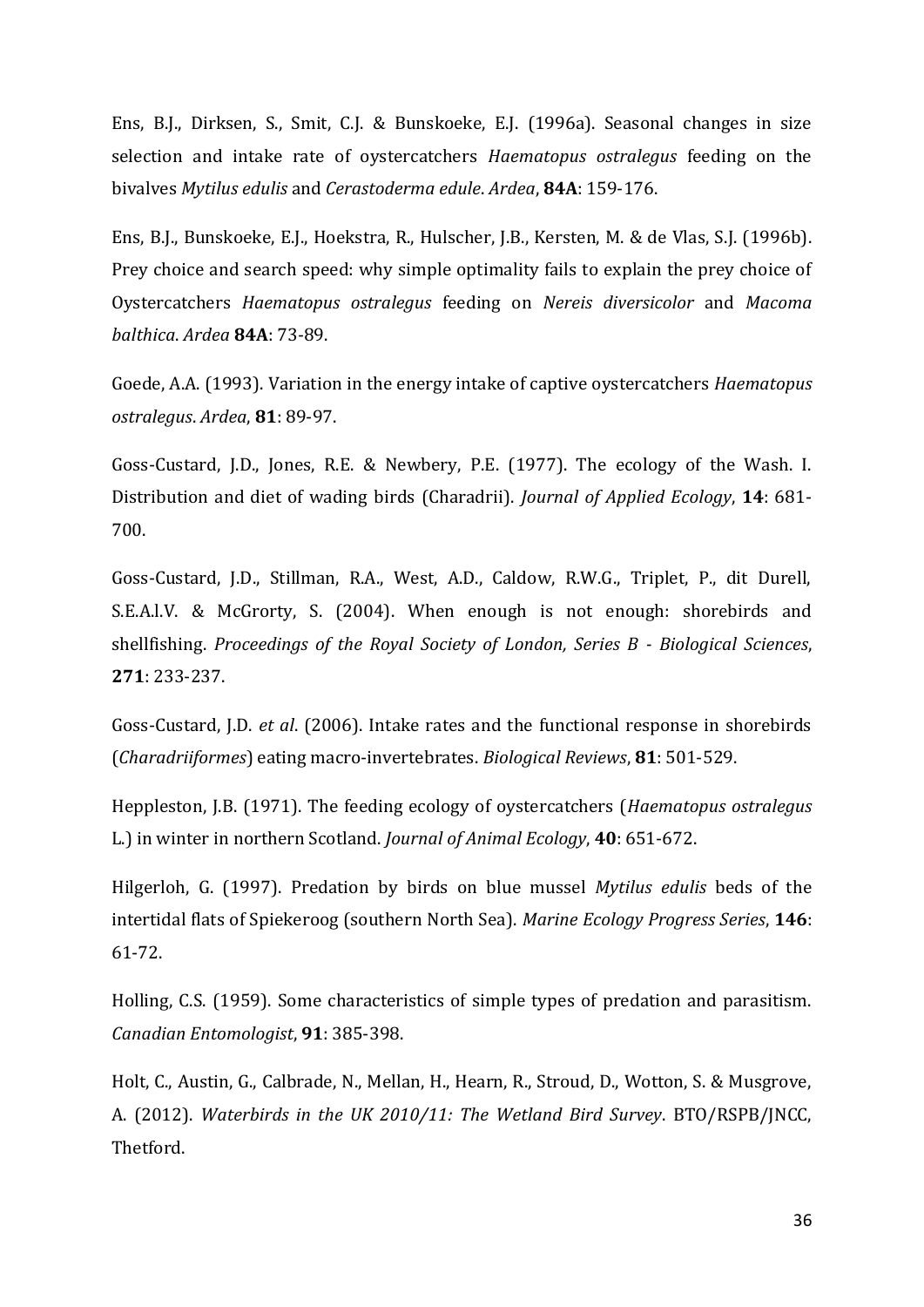Ens, B.J., Dirksen, S., Smit, C.J. & Bunskoeke, E.J. (1996a). Seasonal changes in size selection and intake rate of oystercatchers *Haematopus ostralegus* feeding on the bivalves *Mytilus edulis* and *Cerastoderma edule*. *Ardea*, **84A**: 159-176.

Ens, B.J., Bunskoeke, E.J., Hoekstra, R., Hulscher, J.B., Kersten, M. & de Vlas, S.J. (1996b). Prey choice and search speed: why simple optimality fails to explain the prey choice of Oystercatchers *Haematopus ostralegus* feeding on *Nereis diversicolor* and *Macoma balthica*. *Ardea* **84A**: 73-89.

Goede, A.A. (1993). Variation in the energy intake of captive oystercatchers *Haematopus ostralegus*. *Ardea*, **81**: 89-97.

Goss-Custard, J.D., Jones, R.E. & Newbery, P.E. (1977). The ecology of the Wash. I. Distribution and diet of wading birds (Charadrii). *Journal of Applied Ecology*, **14**: 681-700.

Goss-Custard, J.D., Stillman, R.A., West, A.D., Caldow, R.W.G., Triplet, P., dit Durell, S.E.A.l.V. & McGrorty, S. (2004). When enough is not enough: shorebirds and shellfishing. *Proceedings of the Royal Society of London, Series B - Biological Sciences*, **271**: 233-237.

Goss-Custard, J.D. *et al*. (2006). Intake rates and the functional response in shorebirds (*Charadriiformes*) eating macro-invertebrates. *Biological Reviews*, **81**: 501-529.

Heppleston, J.B. (1971). The feeding ecology of oystercatchers (*Haematopus ostralegus* L.) in winter in northern Scotland. *Journal of Animal Ecology*, **40**: 651-672.

Hilgerloh, G. (1997). Predation by birds on blue mussel *Mytilus edulis* beds of the intertidal flats of Spiekeroog (southern North Sea). *Marine Ecology Progress Series*, **146**: 61-72.

Holling, C.S. (1959). Some characteristics of simple types of predation and parasitism. *Canadian Entomologist*, **91**: 385-398.

Holt, C., Austin, G., Calbrade, N., Mellan, H., Hearn, R., Stroud, D., Wotton, S. & Musgrove, A. (2012). *Waterbirds in the UK 2010/11: The Wetland Bird Survey*. BTO/RSPB/JNCC, Thetford.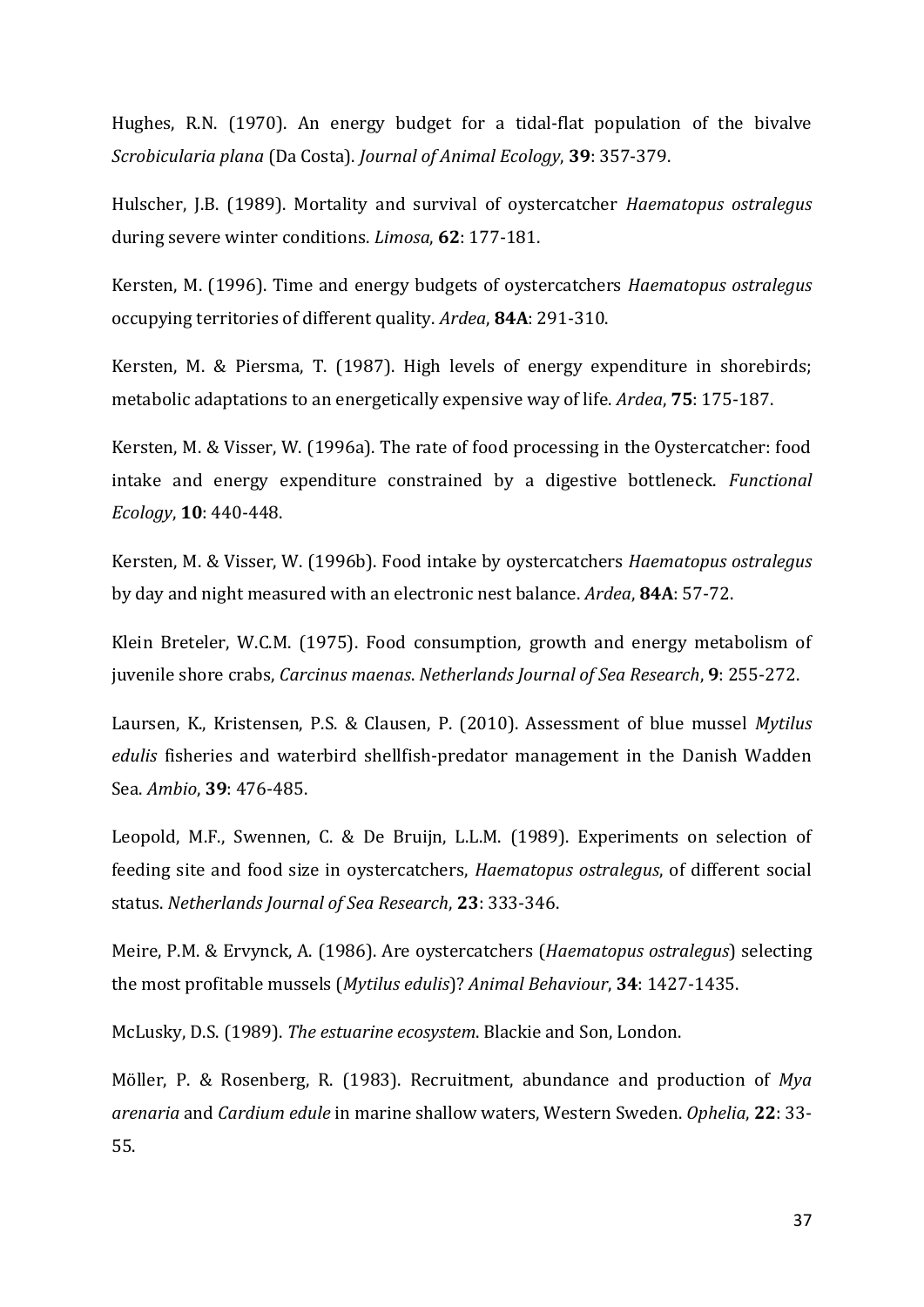Hughes, R.N. (1970). An energy budget for a tidal-flat population of the bivalve *Scrobicularia plana* (Da Costa). *Journal of Animal Ecology*, **39**: 357-379.

Hulscher, J.B. (1989). Mortality and survival of oystercatcher *Haematopus ostralegus* during severe winter conditions. *Limosa*, **62**: 177-181.

Kersten, M. (1996). Time and energy budgets of oystercatchers *Haematopus ostralegus* occupying territories of different quality. *Ardea*, **84A**: 291-310.

Kersten, M. & Piersma, T. (1987). High levels of energy expenditure in shorebirds; metabolic adaptations to an energetically expensive way of life. *Ardea*, **75**: 175-187.

Kersten, M. & Visser, W. (1996a). The rate of food processing in the Oystercatcher: food intake and energy expenditure constrained by a digestive bottleneck. *Functional Ecology*, **10**: 440-448.

Kersten, M. & Visser, W. (1996b). Food intake by oystercatchers *Haematopus ostralegus* by day and night measured with an electronic nest balance. *Ardea*, **84A**: 57-72.

Klein Breteler, W.C.M. (1975). Food consumption, growth and energy metabolism of juvenile shore crabs, *Carcinus maenas*. *Netherlands Journal of Sea Research*, **9**: 255-272.

Laursen, K., Kristensen, P.S. & Clausen, P. (2010). Assessment of blue mussel *Mytilus edulis* fisheries and waterbird shellfish-predator management in the Danish Wadden Sea. *Ambio*, **39**: 476-485.

Leopold, M.F., Swennen, C. & De Bruijn, L.L.M. (1989). Experiments on selection of feeding site and food size in oystercatchers, *Haematopus ostralegus*, of different social status. *Netherlands Journal of Sea Research*, **23**: 333-346.

Meire, P.M. & Ervynck, A. (1986). Are oystercatchers (*Haematopus ostralegus*) selecting the most profitable mussels (*Mytilus edulis*)? *Animal Behaviour*, **34**: 1427-1435.

McLusky, D.S. (1989). *The estuarine ecosystem*. Blackie and Son, London.

Möller, P. & Rosenberg, R. (1983). Recruitment, abundance and production of *Mya arenaria* and *Cardium edule* in marine shallow waters, Western Sweden. *Ophelia*, **22**: 33-55.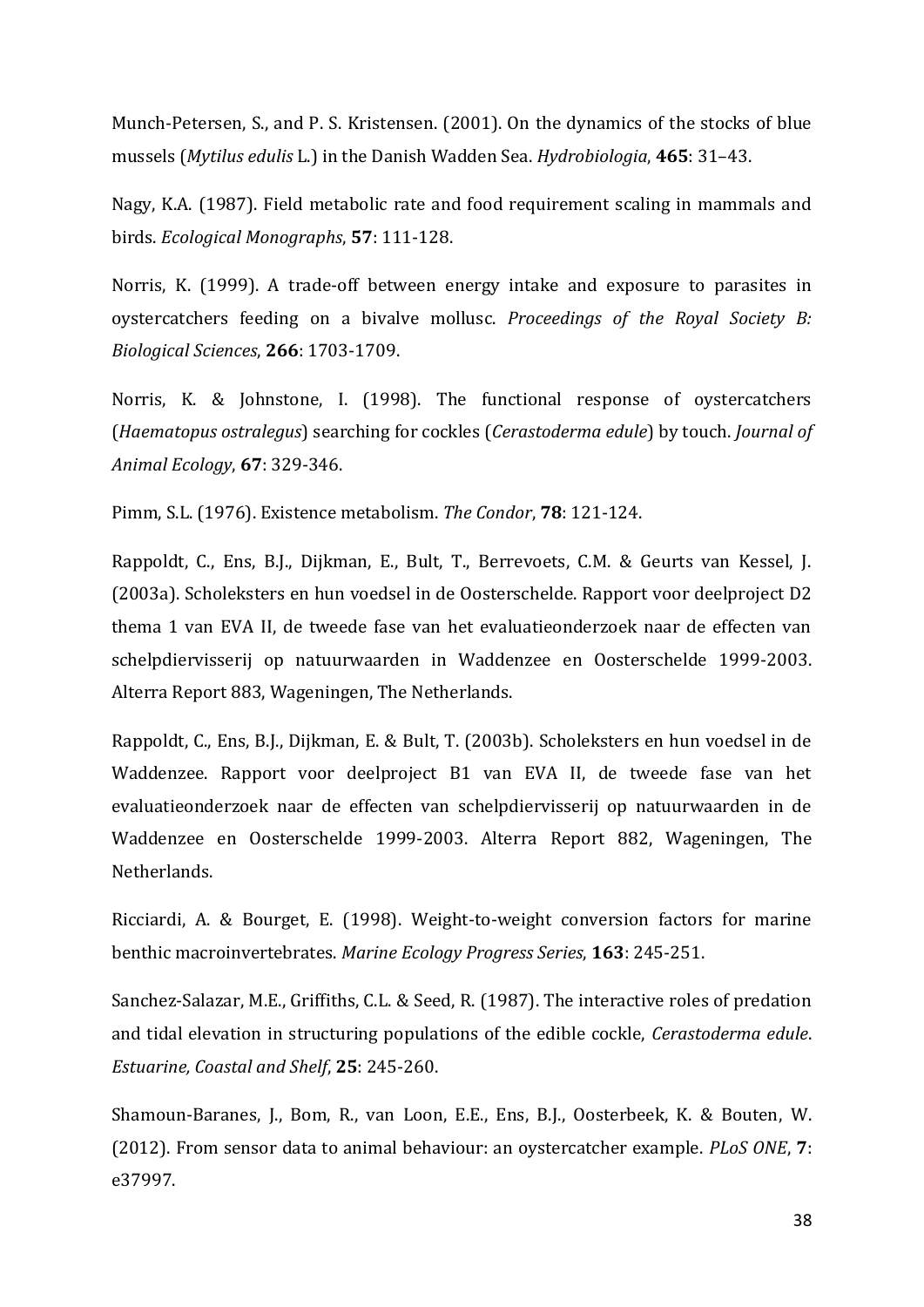Munch-Petersen, S., and P. S. Kristensen. (2001). On the dynamics of the stocks of blue mussels (*Mytilus edulis* L.) in the Danish Wadden Sea. *Hydrobiologia*, **465**: 31–43.

Nagy, K.A. (1987). Field metabolic rate and food requirement scaling in mammals and birds. *Ecological Monographs*, **57**: 111-128.

Norris, K. (1999). A trade-off between energy intake and exposure to parasites in oystercatchers feeding on a bivalve mollusc. *Proceedings of the Royal Society B: Biological Sciences*, **266**: 1703-1709.

Norris, K. & Johnstone, I. (1998). The functional response of oystercatchers (*Haematopus ostralegus*) searching for cockles (*Cerastoderma edule*) by touch. *Journal of Animal Ecology*, **67**: 329-346.

Pimm, S.L. (1976). Existence metabolism. *The Condor*, **78**: 121-124.

Rappoldt, C., Ens, B.J., Dijkman, E., Bult, T., Berrevoets, C.M. & Geurts van Kessel, J. (2003a). Scholeksters en hun voedsel in de Oosterschelde. Rapport voor deelproject D2 thema 1 van EVA II, de tweede fase van het evaluatieonderzoek naar de effecten van schelpdiervisserij op natuurwaarden in Waddenzee en Oosterschelde 1999-2003. Alterra Report 883, Wageningen, The Netherlands.

Rappoldt, C., Ens, B.J., Dijkman, E. & Bult, T. (2003b). Scholeksters en hun voedsel in de Waddenzee. Rapport voor deelproject B1 van EVA II, de tweede fase van het evaluatieonderzoek naar de effecten van schelpdiervisserij op natuurwaarden in de Waddenzee en Oosterschelde 1999-2003. Alterra Report 882, Wageningen, The Netherlands.

Ricciardi, A. & Bourget, E. (1998). Weight-to-weight conversion factors for marine benthic macroinvertebrates. *Marine Ecology Progress Series*, **163**: 245-251.

Sanchez-Salazar, M.E., Griffiths, C.L. & Seed, R. (1987). The interactive roles of predation and tidal elevation in structuring populations of the edible cockle, *Cerastoderma edule*. *Estuarine, Coastal and Shelf*, **25**: 245-260.

Shamoun-Baranes, J., Bom, R., van Loon, E.E., Ens, B.J., Oosterbeek, K. & Bouten, W. (2012). From sensor data to animal behaviour: an oystercatcher example. *PLoS ONE*, **7**: e37997.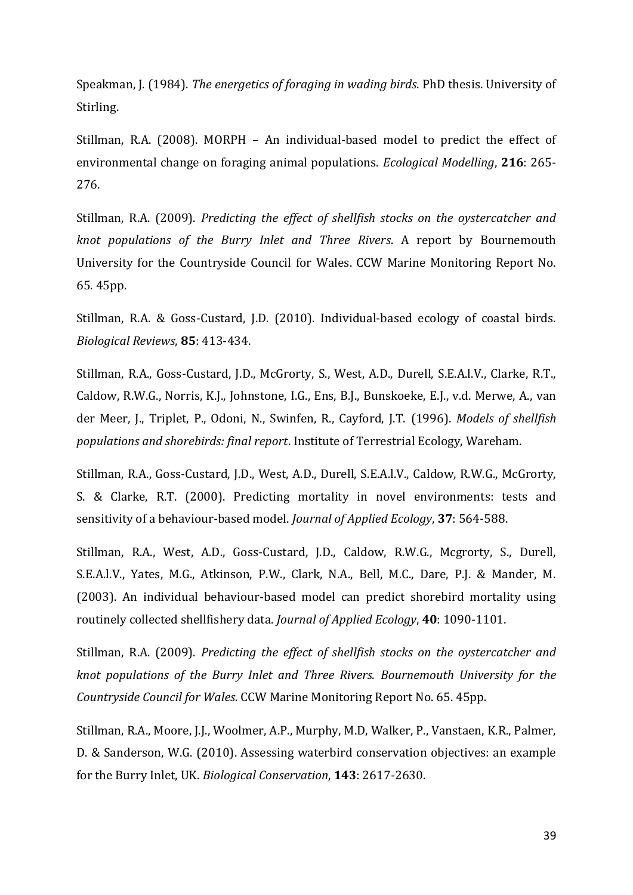Speakman, J. (1984). *The energetics of foraging in wading birds.* PhD thesis. University of Stirling.

Stillman, R.A. (2008). MORPH – An individual-based model to predict the effect of environmental change on foraging animal populations. *Ecological Modelling*, **216**: 265-276.

Stillman, R.A. (2009). *Predicting the effect of shellfish stocks on the oystercatcher and knot populations of the Burry Inlet and Three Rivers*. A report by Bournemouth University for the Countryside Council for Wales. CCW Marine Monitoring Report No. 65. 45pp.

Stillman, R.A. & Goss-Custard, J.D. (2010). Individual-based ecology of coastal birds. *Biological Reviews*, **85**: 413-434.

Stillman, R.A., Goss-Custard, J.D., McGrorty, S., West, A.D., Durell, S.E.A.l.V., Clarke, R.T., Caldow, R.W.G., Norris, K.J., Johnstone, I.G., Ens, B.J., Bunskoeke, E.J., v.d. Merwe, A., van der Meer, J., Triplet, P., Odoni, N., Swinfen, R., Cayford, J.T. (1996). *Models of shellfish populations and shorebirds: final report*. Institute of Terrestrial Ecology, Wareham.

Stillman, R.A., Goss-Custard, J.D., West, A.D., Durell, S.E.A.l.V., Caldow, R.W.G., McGrorty, S. & Clarke, R.T. (2000). Predicting mortality in novel environments: tests and sensitivity of a behaviour-based model. *Journal of Applied Ecology*, **37**: 564-588.

Stillman, R.A., West, A.D., Goss-Custard, J.D., Caldow, R.W.G., Mcgrorty, S., Durell, S.E.A.l.V., Yates, M.G., Atkinson, P.W., Clark, N.A., Bell, M.C., Dare, P.J. & Mander, M. (2003). An individual behaviour-based model can predict shorebird mortality using routinely collected shellfishery data. *Journal of Applied Ecology*, **40**: 1090-1101.

Stillman, R.A. (2009). *Predicting the effect of shellfish stocks on the oystercatcher and knot populations of the Burry Inlet and Three Rivers. Bournemouth University for the Countryside Council for Wales.* CCW Marine Monitoring Report No. 65. 45pp.

Stillman, R.A., Moore, J.J., Woolmer, A.P., Murphy, M.D, Walker, P., Vanstaen, K.R., Palmer, D. & Sanderson, W.G. (2010). Assessing waterbird conservation objectives: an example for the Burry Inlet, UK. *Biological Conservation*, **143**: 2617-2630.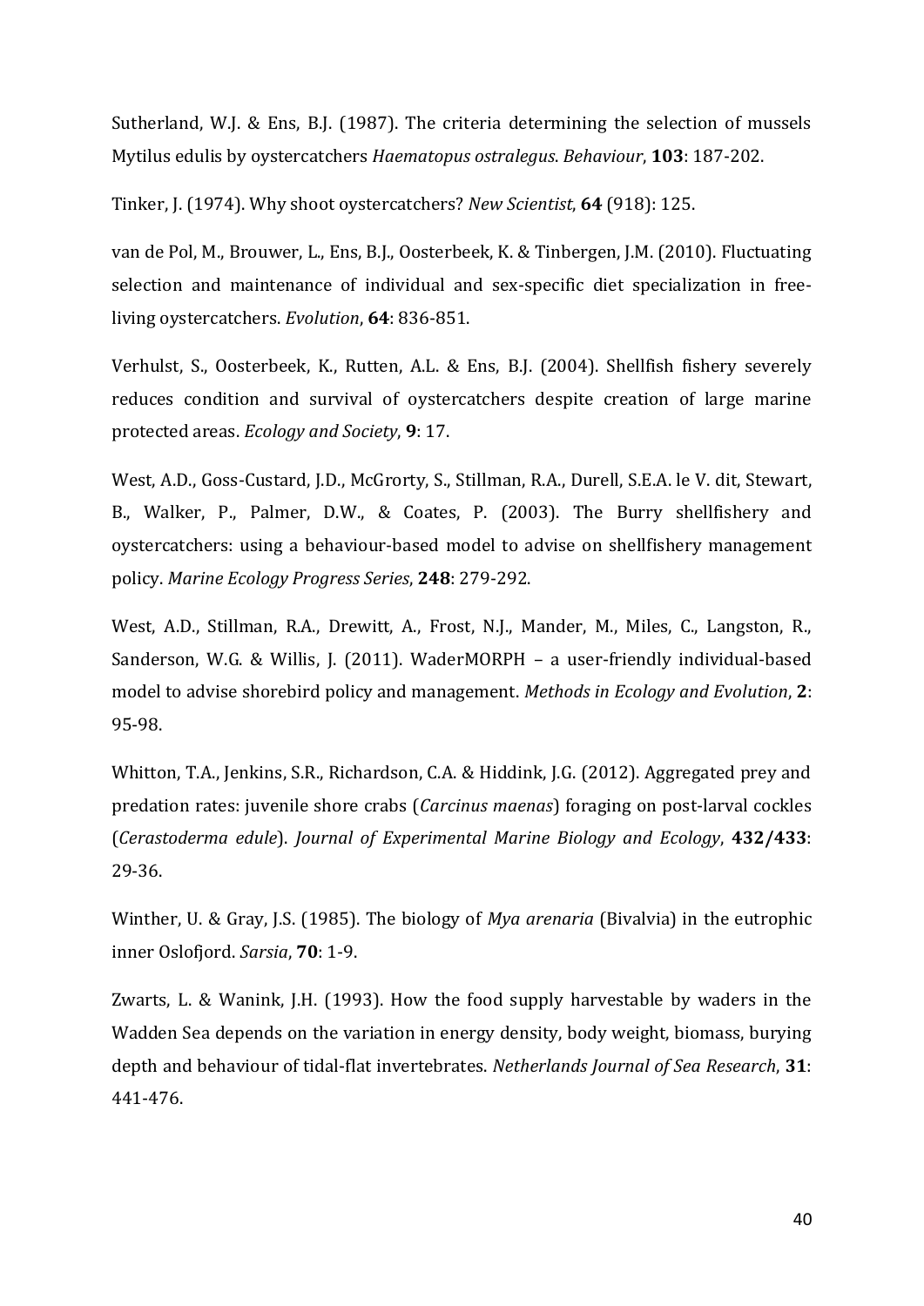Sutherland, W.J. & Ens, B.J. (1987). The criteria determining the selection of mussels Mytilus edulis by oystercatchers *Haematopus ostralegus*. *Behaviour*, **103**: 187-202.

Tinker, J. (1974). Why shoot oystercatchers? *New Scientist*, **64** (918): 125.

van de Pol, M., Brouwer, L., Ens, B.J., Oosterbeek, K. & Tinbergen, J.M. (2010). Fluctuating selection and maintenance of individual and sex-specific diet specialization in free-living oystercatchers. *Evolution*, **64**: 836-851.

Verhulst, S., Oosterbeek, K., Rutten, A.L. & Ens, B.J. (2004). Shellfish fishery severely reduces condition and survival of oystercatchers despite creation of large marine protected areas. *Ecology and Society*, **9**: 17.

West, A.D., Goss-Custard, J.D., McGrorty, S., Stillman, R.A., Durell, S.E.A. le V. dit, Stewart, B., Walker, P., Palmer, D.W., & Coates, P. (2003). The Burry shellfishery and oystercatchers: using a behaviour-based model to advise on shellfishery management policy. *Marine Ecology Progress Series*, **248**: 279-292.

West, A.D., Stillman, R.A., Drewitt, A., Frost, N.J., Mander, M., Miles, C., Langston, R., Sanderson, W.G. & Willis, J. (2011). WaderMORPH – a user-friendly individual-based model to advise shorebird policy and management. *Methods in Ecology and Evolution*, **2**: 95-98.

Whitton, T.A., Jenkins, S.R., Richardson, C.A. & Hiddink, J.G. (2012). Aggregated prey and predation rates: juvenile shore crabs (*Carcinus maenas*) foraging on post-larval cockles (*Cerastoderma edule*). *Journal of Experimental Marine Biology and Ecology*, **432/433**: 29-36.

Winther, U. & Gray, J.S. (1985). The biology of *Mya arenaria* (Bivalvia) in the eutrophic inner Oslofjord. *Sarsia*, **70**: 1-9.

Zwarts, L. & Wanink, J.H. (1993). How the food supply harvestable by waders in the Wadden Sea depends on the variation in energy density, body weight, biomass, burying depth and behaviour of tidal-flat invertebrates. *Netherlands Journal of Sea Research*, **31**: 441-476.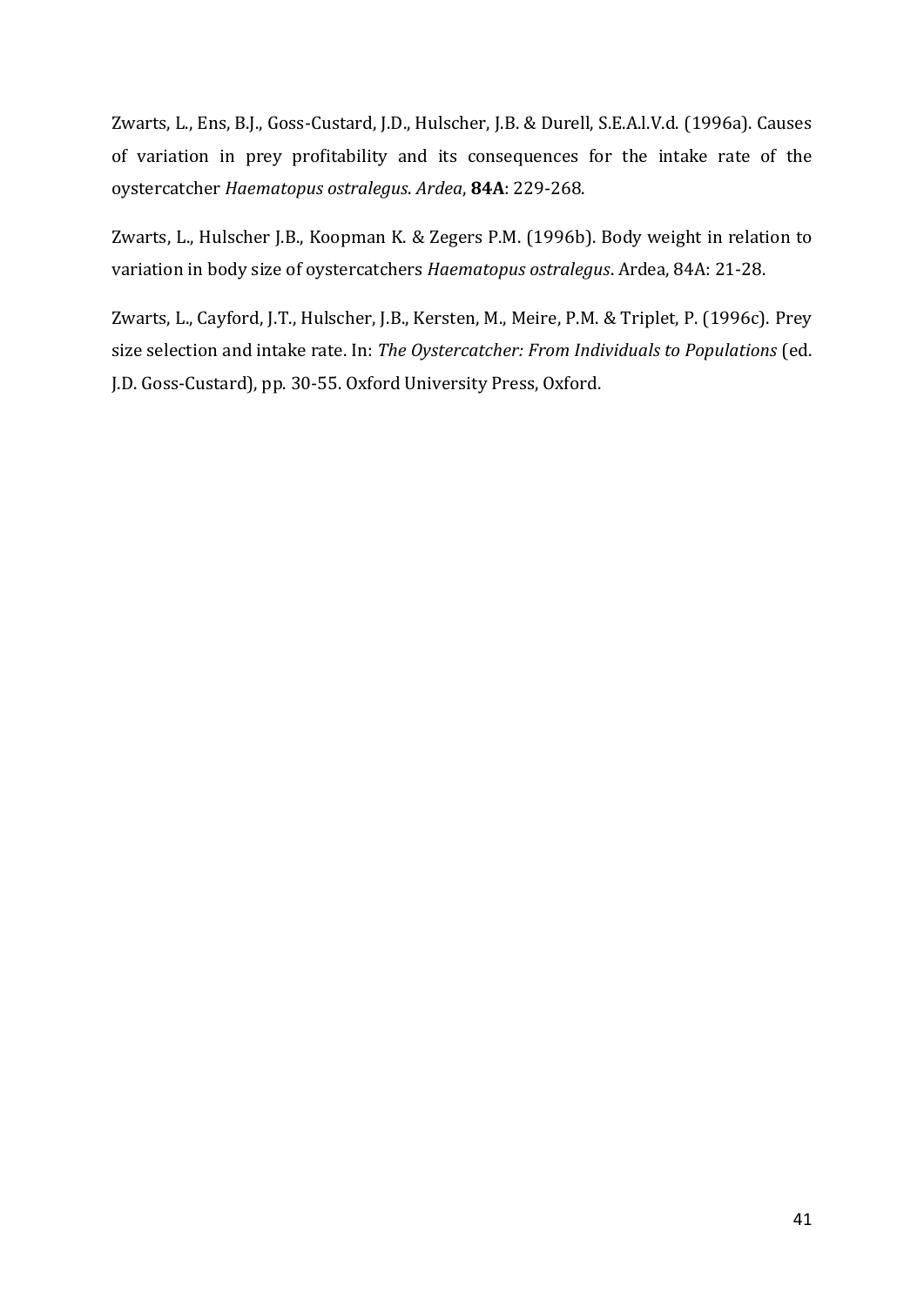Zwarts, L., Ens, B.J., Goss-Custard, J.D., Hulscher, J.B. & Durell, S.E.A.l.V.d. (1996a). Causes of variation in prey profitability and its consequences for the intake rate of the oystercatcher *Haematopus ostralegus*. *Ardea*, **84A**: 229-268.

Zwarts, L., Hulscher J.B., Koopman K. & Zegers P.M. (1996b). Body weight in relation to variation in body size of oystercatchers *Haematopus ostralegus*. Ardea, 84A: 21-28.

Zwarts, L., Cayford, J.T., Hulscher, J.B., Kersten, M., Meire, P.M. & Triplet, P. (1996c). Prey size selection and intake rate. In: *The Oystercatcher: From Individuals to Populations* (ed. J.D. Goss-Custard), pp. 30-55. Oxford University Press, Oxford.